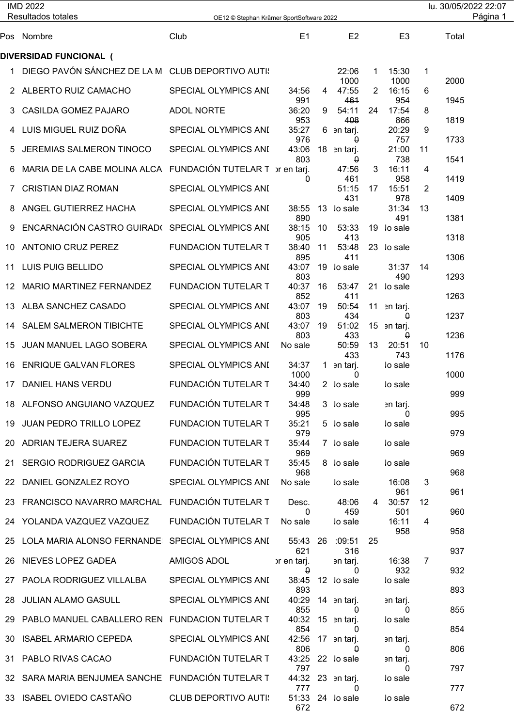IMD 2022
Resultados totales

OE12 © Stephan Krämer SportSoftware 2022

lu. 30/05/2022 22:07

**DIVERSIDAD FUNCIONAL (**

| Pos | Nombre | Club | E1 | | E2 | | E3 | | Total |
|---|---|---|---|---|---|---|---|---|---|
| 1 | DIEGO PAVÓN SÁNCHEZ DE LA M | CLUB DEPORTIVO AUTI! | | | 22:06 | 1 | 15:30 | 1 | |
| | | | | | 1000 | | 1000 | | 2000 |
| 2 | ALBERTO RUIZ CAMACHO | SPECIAL OLYMPICS ANI | 34:56 | 4 | 47:55 | 2 | 16:15 | 6 | |
| | | | 991 | | ~~461~~ | | 954 | | 1945 |
| 3 | CASILDA GOMEZ PAJARO | ADOL NORTE | 36:20 | 9 | 54:11 | 24 | 17:54 | 8 | |
| | | | 953 | | ~~408~~ | | 866 | | 1819 |
| 4 | LUIS MIGUEL RUIZ DOÑA | SPECIAL OLYMPICS ANI | 35:27 | 6 | en tarj. | | 20:29 | 9 | |
| | | | 976 | | ~~0~~ | | 757 | | 1733 |
| 5 | JEREMIAS SALMERON TINOCO | SPECIAL OLYMPICS ANI | 43:06 | 18 | en tarj. | | 21:00 | 11 | |
| | | | 803 | | ~~0~~ | | 738 | | 1541 |
| 6 | MARIA DE LA CABE MOLINA ALCA | FUNDACIÓN TUTELAR T | or en tarj. | | 47:56 | 3 | 16:11 | 4 | |
| | | | ~~0~~ | | 461 | | 958 | | 1419 |
| 7 | CRISTIAN DIAZ ROMAN | SPECIAL OLYMPICS ANI | | | 51:15 | 17 | 15:51 | 2 | |
| | | | | | 431 | | 978 | | 1409 |
| 8 | ANGEL GUTIERREZ HACHA | SPECIAL OLYMPICS ANI | 38:55 | 13 | lo sale | | 31:34 | 13 | |
| | | | 890 | | | | 491 | | 1381 |
| 9 | ENCARNACIÓN CASTRO GUIRADO | SPECIAL OLYMPICS ANI | 38:15 | 10 | 53:33 | 19 | lo sale | | |
| | | | 905 | | 413 | | | | 1318 |
| 10 | ANTONIO CRUZ PEREZ | FUNDACIÓN TUTELAR T | 38:40 | 11 | 53:48 | 23 | lo sale | | |
| | | | 895 | | 411 | | | | 1306 |
| 11 | LUIS PUIG BELLIDO | SPECIAL OLYMPICS ANI | 43:07 | 19 | lo sale | | 31:37 | 14 | |
| | | | 803 | | | | 490 | | 1293 |
| 12 | MARIO MARTINEZ FERNANDEZ | FUNDACION TUTELAR T | 40:37 | 16 | 53:47 | 21 | lo sale | | |
| | | | 852 | | 411 | | | | 1263 |
| 13 | ALBA SANCHEZ CASADO | SPECIAL OLYMPICS ANI | 43:07 | 19 | 50:54 | 11 | en tarj. | | |
| | | | 803 | | 434 | | ~~0~~ | | 1237 |
| 14 | SALEM SALMERON TIBICHTE | SPECIAL OLYMPICS ANI | 43:07 | 19 | 51:02 | 15 | en tarj. | | |
| | | | 803 | | 433 | | ~~0~~ | | 1236 |
| 15 | JUAN MANUEL LAGO SOBERA | SPECIAL OLYMPICS ANI | No sale | | 50:59 | 13 | 20:51 | 10 | |
| | | | | | 433 | | 743 | | 1176 |
| 16 | ENRIQUE GALVAN FLORES | SPECIAL OLYMPICS ANI | 34:37 | 1 | en tarj. | | lo sale | | |
| | | | 1000 | | 0 | | | | 1000 |
| 17 | DANIEL HANS VERDU | FUNDACIÓN TUTELAR T | 34:40 | 2 | lo sale | | lo sale | | |
| | | | 999 | | | | | | 999 |
| 18 | ALFONSO ANGUIANO VAZQUEZ | FUNDACIÓN TUTELAR T | 34:48 | 3 | lo sale | | en tarj. | | |
| | | | 995 | | | | 0 | | 995 |
| 19 | JUAN PEDRO TRILLO LOPEZ | FUNDACION TUTELAR T | 35:21 | 5 | lo sale | | lo sale | | |
| | | | 979 | | | | | | 979 |
| 20 | ADRIAN TEJERA SUAREZ | FUNDACION TUTELAR T | 35:44 | 7 | lo sale | | lo sale | | |
| | | | 969 | | | | | | 969 |
| 21 | SERGIO RODRIGUEZ GARCIA | FUNDACIÓN TUTELAR T | 35:45 | 8 | lo sale | | lo sale | | |
| | | | 968 | | | | | | 968 |
| 22 | DANIEL GONZALEZ ROYO | SPECIAL OLYMPICS ANI | No sale | | lo sale | | 16:08 | 3 | |
| | | | | | | | 961 | | 961 |
| 23 | FRANCISCO NAVARRO MARCHAL | FUNDACIÓN TUTELAR T | Desc. | | 48:06 | 4 | 30:57 | 12 | |
| | | | ~~0~~ | | 459 | | 501 | | 960 |
| 24 | YOLANDA VAZQUEZ VAZQUEZ | FUNDACIÓN TUTELAR T | No sale | | lo sale | | 16:11 | 4 | |
| | | | | | | | 958 | | 958 |
| 25 | LOLA MARIA ALONSO FERNANDE | SPECIAL OLYMPICS ANI | 55:43 | 26 | :09:51 | 25 | | | |
| | | | 621 | | 316 | | | | 937 |
| 26 | NIEVES LOPEZ GADEA | AMIGOS ADOL | or en tarj. | | en tarj. | | 16:38 | 7 | |
| | | | ~~0~~ | | 0 | | 932 | | 932 |
| 27 | PAOLA RODRIGUEZ VILLALBA | SPECIAL OLYMPICS ANI | 38:45 | 12 | lo sale | | lo sale | | |
| | | | 893 | | | | | | 893 |
| 28 | JULIAN ALAMO GASULL | SPECIAL OLYMPICS ANI | 40:29 | 14 | en tarj. | | en tarj. | | |
| | | | 855 | | ~~0~~ | | 0 | | 855 |
| 29 | PABLO MANUEL CABALLERO REN | FUNDACION TUTELAR T | 40:32 | 15 | en tarj. | | lo sale | | |
| | | | 854 | | 0 | | | | 854 |
| 30 | ISABEL ARMARIO CEPEDA | SPECIAL OLYMPICS ANI | 42:56 | 17 | en tarj. | | en tarj. | | |
| | | | 806 | | ~~0~~ | | 0 | | 806 |
| 31 | PABLO RIVAS CACAO | FUNDACIÓN TUTELAR T | 43:25 | 22 | lo sale | | en tarj. | | |
| | | | 797 | | | | 0 | | 797 |
| 32 | SARA MARIA BENJUMEA SANCHE | FUNDACIÓN TUTELAR T | 44:32 | 23 | en tarj. | | lo sale | | |
| | | | 777 | | 0 | | | | 777 |
| 33 | ISABEL OVIEDO CASTAÑO | CLUB DEPORTIVO AUTI! | 51:33 | 24 | lo sale | | lo sale | | |
| | | | 672 | | | | | | 672 |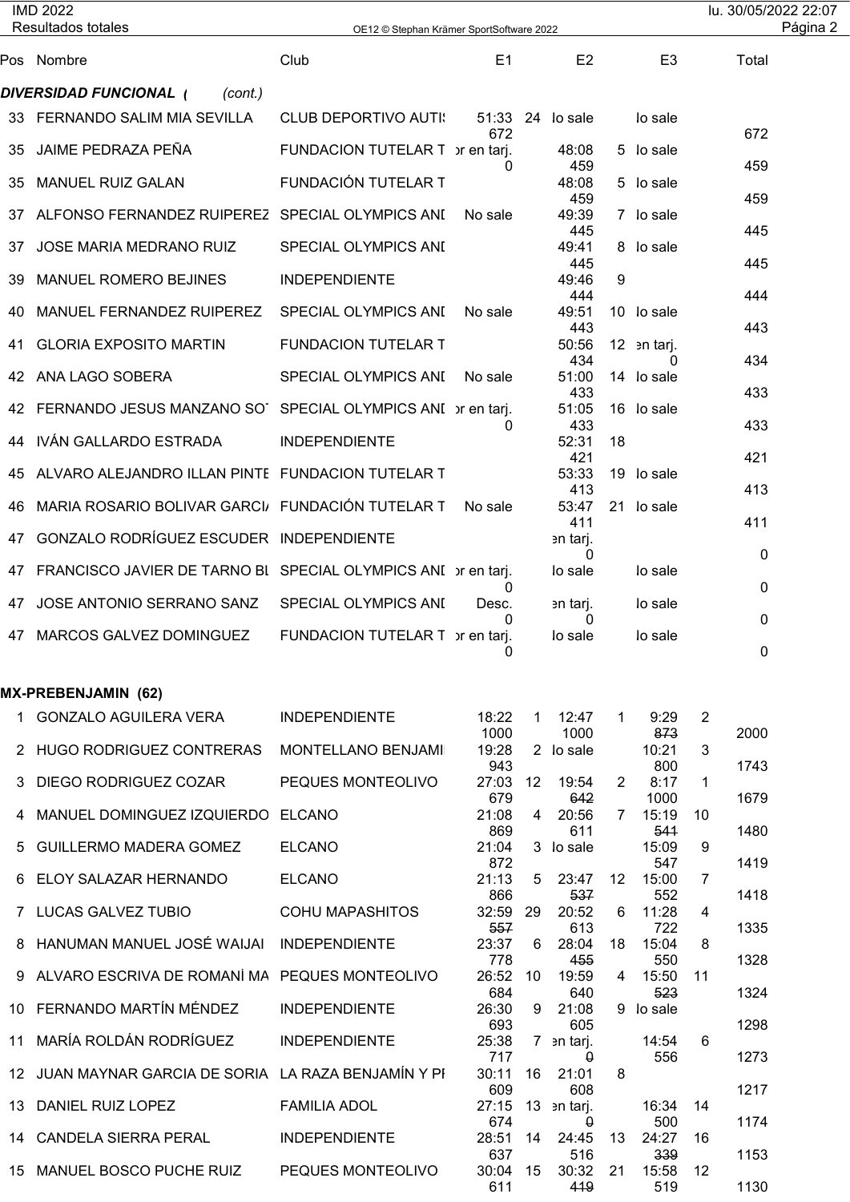## DIVERSIDAD FUNCIONAL ( (cont.)

| Pos | Nombre | Club | E1 | | E2 | | E3 | | Total |
|---|---|---|---|---|---|---|---|---|---|
| 33 | FERNANDO SALIM MIA SEVILLA | CLUB DEPORTIVO AUTI | 51:33 672 | 24 | lo sale | | lo sale | | 672 |
| 35 | JAIME PEDRAZA PEÑA | FUNDACION TUTELAR T | or en tarj. 0 | | 48:08 459 | 5 | lo sale | | 459 |
| 35 | MANUEL RUIZ GALAN | FUNDACIÓN TUTELAR T | | | 48:08 459 | 5 | lo sale | | 459 |
| 37 | ALFONSO FERNANDEZ RUIPEREZ | SPECIAL OLYMPICS AND | No sale | | 49:39 445 | 7 | lo sale | | 445 |
| 37 | JOSE MARIA MEDRANO RUIZ | SPECIAL OLYMPICS AND | | | 49:41 445 | 8 | lo sale | | 445 |
| 39 | MANUEL ROMERO BEJINES | INDEPENDIENTE | | | 49:46 444 | 9 | | | 444 |
| 40 | MANUEL FERNANDEZ RUIPEREZ | SPECIAL OLYMPICS AND | No sale | | 49:51 443 | 10 | lo sale | | 443 |
| 41 | GLORIA EXPOSITO MARTIN | FUNDACION TUTELAR T | | | 50:56 434 | 12 | en tarj. 0 | | 434 |
| 42 | ANA LAGO SOBERA | SPECIAL OLYMPICS AND | No sale | | 51:00 433 | 14 | lo sale | | 433 |
| 42 | FERNANDO JESUS MANZANO SO | SPECIAL OLYMPICS AND | or en tarj. 0 | | 51:05 433 | 16 | lo sale | | 433 |
| 44 | IVÁN GALLARDO ESTRADA | INDEPENDIENTE | | | 52:31 421 | 18 | | | 421 |
| 45 | ALVARO ALEJANDRO ILLAN PINTE | FUNDACION TUTELAR T | | | 53:33 413 | 19 | lo sale | | 413 |
| 46 | MARIA ROSARIO BOLIVAR GARCI | FUNDACIÓN TUTELAR T | No sale | | 53:47 411 | 21 | lo sale | | 411 |
| 47 | GONZALO RODRÍGUEZ ESCUDER | INDEPENDIENTE | | | en tarj. 0 | | | | 0 |
| 47 | FRANCISCO JAVIER DE TARNO BL | SPECIAL OLYMPICS AND | or en tarj. 0 | | lo sale | | lo sale | | 0 |
| 47 | JOSE ANTONIO SERRANO SANZ | SPECIAL OLYMPICS AND | Desc. 0 | | en tarj. 0 | | lo sale | | 0 |
| 47 | MARCOS GALVEZ DOMINGUEZ | FUNDACION TUTELAR T | or en tarj. 0 | | lo sale | | lo sale | | 0 |

## MX-PREBENJAMIN (62)

| Pos | Nombre | Club | E1 | | E2 | | E3 | | Total |
|---|---|---|---|---|---|---|---|---|---|
| 1 | GONZALO AGUILERA VERA | INDEPENDIENTE | 18:22 1000 | 1 | 12:47 1000 | 1 | 9:29 ~~873~~ | 2 | 2000 |
| 2 | HUGO RODRIGUEZ CONTRERAS | MONTELLANO BENJAMI | 19:28 943 | 2 | lo sale | | 10:21 800 | 3 | 1743 |
| 3 | DIEGO RODRIGUEZ COZAR | PEQUES MONTEOLIVO | 27:03 679 | 12 | 19:54 ~~642~~ | 2 | 8:17 1000 | 1 | 1679 |
| 4 | MANUEL DOMINGUEZ IZQUIERDO | ELCANO | 21:08 869 | 4 | 20:56 611 | 7 | 15:19 ~~541~~ | 10 | 1480 |
| 5 | GUILLERMO MADERA GOMEZ | ELCANO | 21:04 872 | 3 | lo sale | | 15:09 547 | 9 | 1419 |
| 6 | ELOY SALAZAR HERNANDO | ELCANO | 21:13 866 | 5 | 23:47 ~~537~~ | 12 | 15:00 552 | 7 | 1418 |
| 7 | LUCAS GALVEZ TUBIO | COHU MAPASHITOS | 32:59 ~~557~~ | 29 | 20:52 613 | 6 | 11:28 722 | 4 | 1335 |
| 8 | HANUMAN MANUEL JOSÉ WAIJAI | INDEPENDIENTE | 23:37 778 | 6 | 28:04 ~~455~~ | 18 | 15:04 550 | 8 | 1328 |
| 9 | ALVARO ESCRIVA DE ROMANÍ MA | PEQUES MONTEOLIVO | 26:52 684 | 10 | 19:59 640 | 4 | 15:50 ~~523~~ | 11 | 1324 |
| 10 | FERNANDO MARTÍN MÉNDEZ | INDEPENDIENTE | 26:30 693 | 9 | 21:08 605 | 9 | lo sale | | 1298 |
| 11 | MARÍA ROLDÁN RODRÍGUEZ | INDEPENDIENTE | 25:38 717 | 7 | en tarj. ~~0~~ | | 14:54 556 | 6 | 1273 |
| 12 | JUAN MAYNAR GARCIA DE SORIA | LA RAZA BENJAMÍN Y PI | 30:11 609 | 16 | 21:01 608 | 8 | | | 1217 |
| 13 | DANIEL RUIZ LOPEZ | FAMILIA ADOL | 27:15 674 | 13 | en tarj. ~~0~~ | | 16:34 500 | 14 | 1174 |
| 14 | CANDELA SIERRA PERAL | INDEPENDIENTE | 28:51 637 | 14 | 24:45 516 | 13 | 24:27 ~~339~~ | 16 | 1153 |
| 15 | MANUEL BOSCO PUCHE RUIZ | PEQUES MONTEOLIVO | 30:04 611 | 15 | 30:32 ~~419~~ | 21 | 15:58 519 | 12 | 1130 |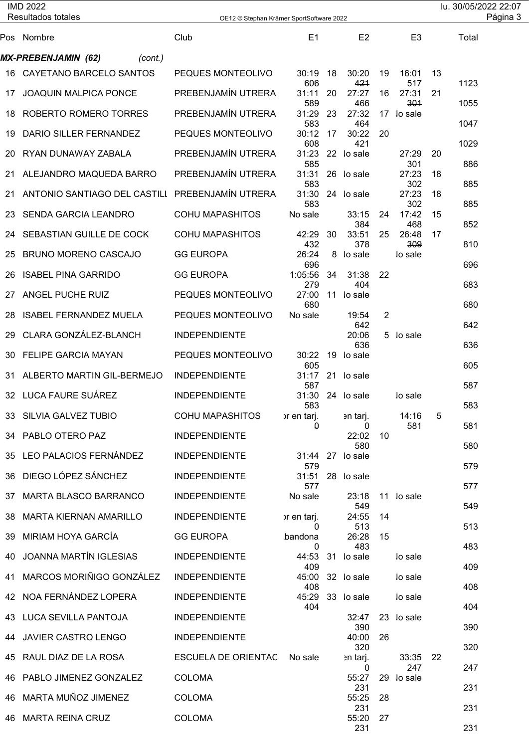| Pos | Nombre | Club | E1 | | E2 | | E3 | | Total |
|---|---|---|---|---|---|---|---|---|---|
| ***MX-PREBENJAMIN (62)*** | *(cont.)* | | | | | | | | |
| 16 | CAYETANO BARCELO SANTOS | PEQUES MONTEOLIVO | 30:19<br>606 | 18 | 30:20<br>~~421~~ | 19 | 16:01<br>517 | 13 | 1123 |
| 17 | JOAQUIN MALPICA PONCE | PREBENJAMÍN UTRERA | 31:11<br>589 | 20 | 27:27<br>466 | 16 | 27:31<br>~~301~~ | 21 | 1055 |
| 18 | ROBERTO ROMERO TORRES | PREBENJAMÍN UTRERA | 31:29<br>583 | 23 | 27:32<br>464 | 17 | lo sale | | 1047 |
| 19 | DARIO SILLER FERNANDEZ | PEQUES MONTEOLIVO | 30:12<br>608 | 17 | 30:22<br>421 | 20 | | | 1029 |
| 20 | RYAN DUNAWAY ZABALA | PREBENJAMÍN UTRERA | 31:23<br>585 | 22 | lo sale | | 27:29<br>301 | 20 | 886 |
| 21 | ALEJANDRO MAQUEDA BARRO | PREBENJAMÍN UTRERA | 31:31<br>583 | 26 | lo sale | | 27:23<br>302 | 18 | 885 |
| 21 | ANTONIO SANTIAGO DEL CASTILL | PREBENJAMÍN UTRERA | 31:30<br>583 | 24 | lo sale | | 27:23<br>302 | 18 | 885 |
| 23 | SENDA GARCIA LEANDRO | COHU MAPASHITOS | No sale | | 33:15<br>384 | 24 | 17:42<br>468 | 15 | 852 |
| 24 | SEBASTIAN GUILLE DE COCK | COHU MAPASHITOS | 42:29<br>432 | 30 | 33:51<br>378 | 25 | 26:48<br>~~309~~ | 17 | 810 |
| 25 | BRUNO MORENO CASCAJO | GG EUROPA | 26:24<br>696 | 8 | lo sale | | lo sale | | 696 |
| 26 | ISABEL PINA GARRIDO | GG EUROPA | 1:05:56<br>279 | 34 | 31:38<br>404 | 22 | | | 683 |
| 27 | ANGEL PUCHE RUIZ | PEQUES MONTEOLIVO | 27:00<br>680 | 11 | lo sale | | | | 680 |
| 28 | ISABEL FERNANDEZ MUELA | PEQUES MONTEOLIVO | No sale | | 19:54<br>642 | 2 | | | 642 |
| 29 | CLARA GONZÁLEZ-BLANCH | INDEPENDIENTE | | | 20:06<br>636 | 5 | lo sale | | 636 |
| 30 | FELIPE GARCIA MAYAN | PEQUES MONTEOLIVO | 30:22<br>605 | 19 | lo sale | | | | 605 |
| 31 | ALBERTO MARTIN GIL-BERMEJO | INDEPENDIENTE | 31:17<br>587 | 21 | lo sale | | | | 587 |
| 32 | LUCA FAURE SUÁREZ | INDEPENDIENTE | 31:30<br>583 | 24 | lo sale | | lo sale | | 583 |
| 33 | SILVIA GALVEZ TUBIO | COHU MAPASHITOS | or en tarj.<br>~~0~~ | | en tarj.<br>0 | | 14:16<br>581 | 5 | 581 |
| 34 | PABLO OTERO PAZ | INDEPENDIENTE | | | 22:02<br>580 | 10 | | | 580 |
| 35 | LEO PALACIOS FERNÁNDEZ | INDEPENDIENTE | 31:44<br>579 | 27 | lo sale | | | | 579 |
| 36 | DIEGO LÓPEZ SÁNCHEZ | INDEPENDIENTE | 31:51<br>577 | 28 | lo sale | | | | 577 |
| 37 | MARTA BLASCO BARRANCO | INDEPENDIENTE | No sale | | 23:18<br>549 | 11 | lo sale | | 549 |
| 38 | MARTA KIERNAN AMARILLO | INDEPENDIENTE | or en tarj.<br>0 | | 24:55<br>513 | 14 | | | 513 |
| 39 | MIRIAM HOYA GARCÍA | GG EUROPA | bandona<br>0 | | 26:28<br>483 | 15 | | | 483 |
| 40 | JOANNA MARTÍN IGLESIAS | INDEPENDIENTE | 44:53<br>409 | 31 | lo sale | | lo sale | | 409 |
| 41 | MARCOS MORIÑIGO GONZÁLEZ | INDEPENDIENTE | 45:00<br>408 | 32 | lo sale | | lo sale | | 408 |
| 42 | NOA FERNÁNDEZ LOPERA | INDEPENDIENTE | 45:29<br>404 | 33 | lo sale | | lo sale | | 404 |
| 43 | LUCA SEVILLA PANTOJA | INDEPENDIENTE | | | 32:47<br>390 | 23 | lo sale | | 390 |
| 44 | JAVIER CASTRO LENGO | INDEPENDIENTE | | | 40:00<br>320 | 26 | | | 320 |
| 45 | RAUL DIAZ DE LA ROSA | ESCUELA DE ORIENTAC | No sale | | en tarj.<br>0 | | 33:35<br>247 | 22 | 247 |
| 46 | PABLO JIMENEZ GONZALEZ | COLOMA | | | 55:27<br>231 | 29 | lo sale | | 231 |
| 46 | MARTA MUÑOZ JIMENEZ | COLOMA | | | 55:25<br>231 | 28 | | | 231 |
| 46 | MARTA REINA CRUZ | COLOMA | | | 55:20<br>231 | 27 | | | 231 |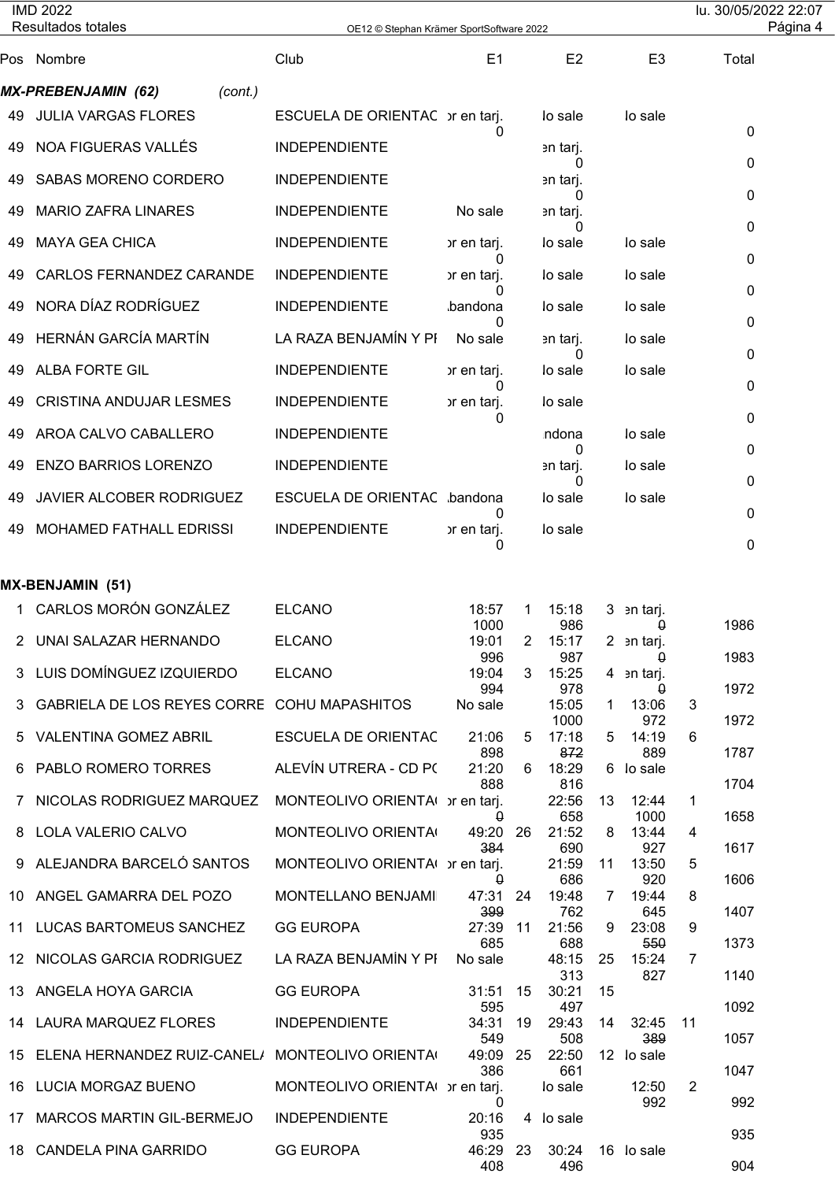| Pos | Nombre | Club | E1 | | E2 | | E3 | | Total |
|---|---|---|---|---|---|---|---|---|---|
| **MX-PREBENJAMIN (62)** *(cont.)* | | | | | | | | | |
| 49 | JULIA VARGAS FLORES | ESCUELA DE ORIENTAC | or en tarj. 0 | | lo sale | | lo sale | | 0 |
| 49 | NOA FIGUERAS VALLÉS | INDEPENDIENTE | | | en tarj. 0 | | | | 0 |
| 49 | SABAS MORENO CORDERO | INDEPENDIENTE | | | en tarj. 0 | | | | 0 |
| 49 | MARIO ZAFRA LINARES | INDEPENDIENTE | No sale | | en tarj. 0 | | | | 0 |
| 49 | MAYA GEA CHICA | INDEPENDIENTE | or en tarj. 0 | | lo sale | | lo sale | | 0 |
| 49 | CARLOS FERNANDEZ CARANDE | INDEPENDIENTE | or en tarj. 0 | | lo sale | | lo sale | | 0 |
| 49 | NORA DÍAZ RODRÍGUEZ | INDEPENDIENTE | bandona 0 | | lo sale | | lo sale | | 0 |
| 49 | HERNÁN GARCÍA MARTÍN | LA RAZA BENJAMÍN Y PI | No sale | | en tarj. 0 | | lo sale | | 0 |
| 49 | ALBA FORTE GIL | INDEPENDIENTE | or en tarj. 0 | | lo sale | | lo sale | | 0 |
| 49 | CRISTINA ANDUJAR LESMES | INDEPENDIENTE | or en tarj. 0 | | lo sale | | | | 0 |
| 49 | AROA CALVO CABALLERO | INDEPENDIENTE | | | ndona 0 | | lo sale | | 0 |
| 49 | ENZO BARRIOS LORENZO | INDEPENDIENTE | | | en tarj. 0 | | lo sale | | 0 |
| 49 | JAVIER ALCOBER RODRIGUEZ | ESCUELA DE ORIENTAC | bandona 0 | | lo sale | | lo sale | | 0 |
| 49 | MOHAMED FATHALL EDRISSI | INDEPENDIENTE | or en tarj. 0 | | lo sale | | | | 0 |
| **MX-BENJAMIN (51)** | | | | | | | | | |
| 1 | CARLOS MORÓN GONZÁLEZ | ELCANO | 18:57 1000 | 1 | 15:18 986 | 3 | en tarj. ~~0~~ | | 1986 |
| 2 | UNAI SALAZAR HERNANDO | ELCANO | 19:01 996 | 2 | 15:17 987 | 2 | en tarj. ~~0~~ | | 1983 |
| 3 | LUIS DOMÍNGUEZ IZQUIERDO | ELCANO | 19:04 994 | 3 | 15:25 978 | 4 | en tarj. ~~0~~ | | 1972 |
| 3 | GABRIELA DE LOS REYES CORRE | COHU MAPASHITOS | No sale | | 15:05 1000 | 1 | 13:06 972 | 3 | 1972 |
| 5 | VALENTINA GOMEZ ABRIL | ESCUELA DE ORIENTAC | 21:06 898 | 5 | 17:18 ~~872~~ | 5 | 14:19 889 | 6 | 1787 |
| 6 | PABLO ROMERO TORRES | ALEVÍN UTRERA - CD PC | 21:20 888 | 6 | 18:29 816 | 6 | lo sale | | 1704 |
| 7 | NICOLAS RODRIGUEZ MARQUEZ | MONTEOLIVO ORIENTA | or en tarj. ~~0~~ | | 22:56 658 | 13 | 12:44 1000 | 1 | 1658 |
| 8 | LOLA VALERIO CALVO | MONTEOLIVO ORIENTA | 49:20 ~~384~~ | 26 | 21:52 690 | 8 | 13:44 927 | 4 | 1617 |
| 9 | ALEJANDRA BARCELÓ SANTOS | MONTEOLIVO ORIENTA | or en tarj. ~~0~~ | | 21:59 686 | 11 | 13:50 920 | 5 | 1606 |
| 10 | ANGEL GAMARRA DEL POZO | MONTELLANO BENJAMI | 47:31 ~~399~~ | 24 | 19:48 762 | 7 | 19:44 645 | 8 | 1407 |
| 11 | LUCAS BARTOMEUS SANCHEZ | GG EUROPA | 27:39 685 | 11 | 21:56 688 | 9 | 23:08 ~~550~~ | 9 | 1373 |
| 12 | NICOLAS GARCIA RODRIGUEZ | LA RAZA BENJAMÍN Y PI | No sale | | 48:15 313 | 25 | 15:24 827 | 7 | 1140 |
| 13 | ANGELA HOYA GARCIA | GG EUROPA | 31:51 595 | 15 | 30:21 497 | 15 | | | 1092 |
| 14 | LAURA MARQUEZ FLORES | INDEPENDIENTE | 34:31 549 | 19 | 29:43 508 | 14 | 32:45 ~~389~~ | 11 | 1057 |
| 15 | ELENA HERNANDEZ RUIZ-CANELA | MONTEOLIVO ORIENTA | 49:09 386 | 25 | 22:50 661 | 12 | lo sale | | 1047 |
| 16 | LUCIA MORGAZ BUENO | MONTEOLIVO ORIENTA | or en tarj. 0 | | lo sale | | 12:50 992 | 2 | 992 |
| 17 | MARCOS MARTIN GIL-BERMEJO | INDEPENDIENTE | 20:16 935 | 4 | lo sale | | | | 935 |
| 18 | CANDELA PINA GARRIDO | GG EUROPA | 46:29 408 | 23 | 30:24 496 | 16 | lo sale | | 904 |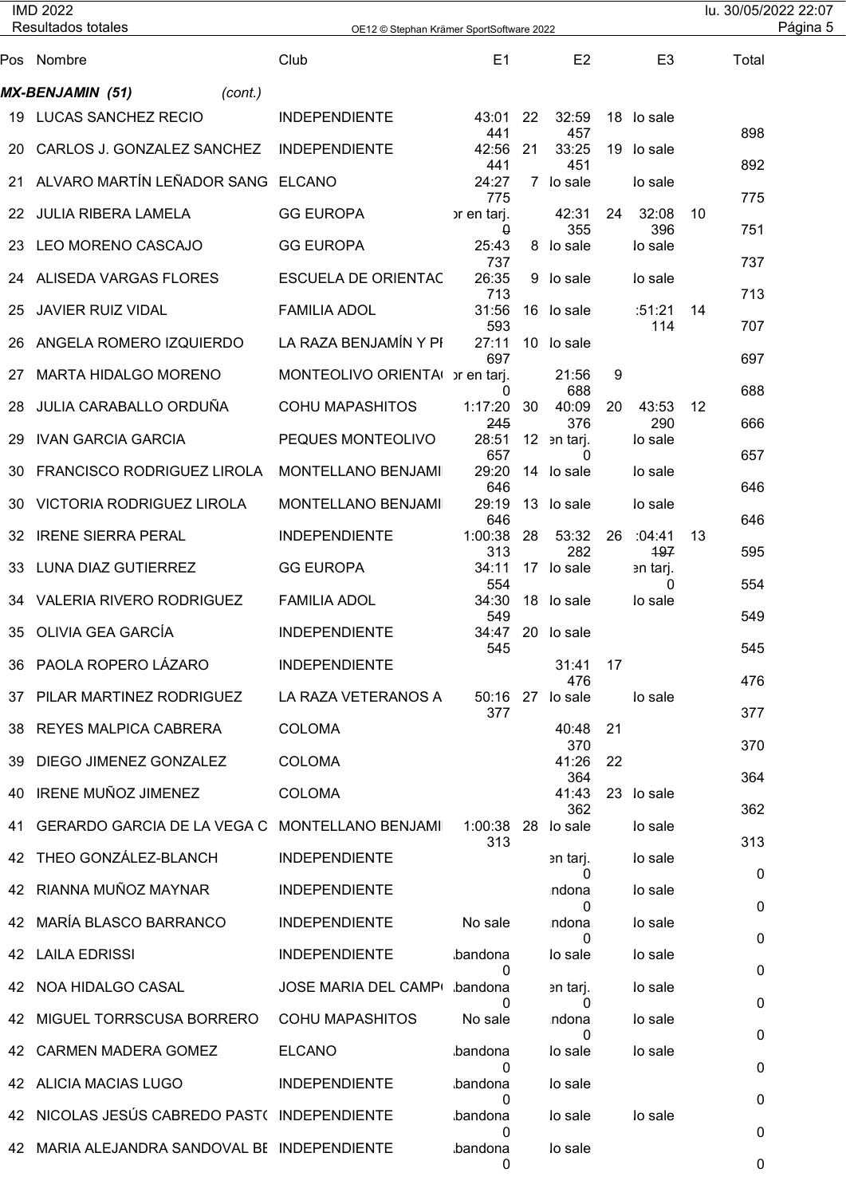| Pos | Nombre | Club | E1 | | E2 | | E3 | | Total |
|---|---|---|---|---|---|---|---|---|---|
| ***MX-BENJAMIN (51)*** | *(cont.)* | | | | | | | | |
| 19 | LUCAS SANCHEZ RECIO | INDEPENDIENTE | 43:01<br>441 | 22 | 32:59<br>457 | 18 | lo sale | | 898 |
| 20 | CARLOS J. GONZALEZ SANCHEZ | INDEPENDIENTE | 42:56<br>441 | 21 | 33:25<br>451 | 19 | lo sale | | 892 |
| 21 | ALVARO MARTÍN LEÑADOR SANG | ELCANO | 24:27<br>775 | 7 | lo sale | | lo sale | | 775 |
| 22 | JULIA RIBERA LAMELA | GG EUROPA | or en tarj.<br>~~0~~ | | 42:31<br>355 | 24 | 32:08<br>396 | 10 | 751 |
| 23 | LEO MORENO CASCAJO | GG EUROPA | 25:43<br>737 | 8 | lo sale | | lo sale | | 737 |
| 24 | ALISEDA VARGAS FLORES | ESCUELA DE ORIENTAC | 26:35<br>713 | 9 | lo sale | | lo sale | | 713 |
| 25 | JAVIER RUIZ VIDAL | FAMILIA ADOL | 31:56<br>593 | 16 | lo sale | | :51:21<br>114 | 14 | 707 |
| 26 | ANGELA ROMERO IZQUIERDO | LA RAZA BENJAMÍN Y PI | 27:11<br>697 | 10 | lo sale | | | | 697 |
| 27 | MARTA HIDALGO MORENO | MONTEOLIVO ORIENTA( | or en tarj.<br>0 | | 21:56<br>688 | 9 | | | 688 |
| 28 | JULIA CARABALLO ORDUÑA | COHU MAPASHITOS | 1:17:20<br>~~245~~ | 30 | 40:09<br>376 | 20 | 43:53<br>290 | 12 | 666 |
| 29 | IVAN GARCIA GARCIA | PEQUES MONTEOLIVO | 28:51<br>657 | 12 | en tarj.<br>0 | | lo sale | | 657 |
| 30 | FRANCISCO RODRIGUEZ LIROLA | MONTELLANO BENJAMI | 29:20<br>646 | 14 | lo sale | | lo sale | | 646 |
| 30 | VICTORIA RODRIGUEZ LIROLA | MONTELLANO BENJAMI | 29:19<br>646 | 13 | lo sale | | lo sale | | 646 |
| 32 | IRENE SIERRA PERAL | INDEPENDIENTE | 1:00:38<br>313 | 28 | 53:32<br>282 | 26 | :04:41<br>~~197~~ | 13 | 595 |
| 33 | LUNA DIAZ GUTIERREZ | GG EUROPA | 34:11<br>554 | 17 | lo sale | | en tarj.<br>0 | | 554 |
| 34 | VALERIA RIVERO RODRIGUEZ | FAMILIA ADOL | 34:30<br>549 | 18 | lo sale | | lo sale | | 549 |
| 35 | OLIVIA GEA GARCÍA | INDEPENDIENTE | 34:47<br>545 | 20 | lo sale | | | | 545 |
| 36 | PAOLA ROPERO LÁZARO | INDEPENDIENTE | | | 31:41<br>476 | 17 | | | 476 |
| 37 | PILAR MARTINEZ RODRIGUEZ | LA RAZA VETERANOS A | 50:16<br>377 | 27 | lo sale | | lo sale | | 377 |
| 38 | REYES MALPICA CABRERA | COLOMA | | | 40:48<br>370 | 21 | | | 370 |
| 39 | DIEGO JIMENEZ GONZALEZ | COLOMA | | | 41:26<br>364 | 22 | | | 364 |
| 40 | IRENE MUÑOZ JIMENEZ | COLOMA | | | 41:43<br>362 | 23 | lo sale | | 362 |
| 41 | GERARDO GARCIA DE LA VEGA C | MONTELLANO BENJAMI | 1:00:38<br>313 | 28 | lo sale | | lo sale | | 313 |
| 42 | THEO GONZÁLEZ-BLANCH | INDEPENDIENTE | | | en tarj.<br>0 | | lo sale | | 0 |
| 42 | RIANNA MUÑOZ MAYNAR | INDEPENDIENTE | | | ndona<br>0 | | lo sale | | 0 |
| 42 | MARÍA BLASCO BARRANCO | INDEPENDIENTE | No sale | | ndona<br>0 | | lo sale | | 0 |
| 42 | LAILA EDRISSI | INDEPENDIENTE | bandona<br>0 | | lo sale | | lo sale | | 0 |
| 42 | NOA HIDALGO CASAL | JOSE MARIA DEL CAMP( | bandona<br>0 | | en tarj.<br>0 | | lo sale | | 0 |
| 42 | MIGUEL TORRSCUSA BORRERO | COHU MAPASHITOS | No sale | | ndona<br>0 | | lo sale | | 0 |
| 42 | CARMEN MADERA GOMEZ | ELCANO | bandona<br>0 | | lo sale | | lo sale | | 0 |
| 42 | ALICIA MACIAS LUGO | INDEPENDIENTE | bandona<br>0 | | lo sale | | | | 0 |
| 42 | NICOLAS JESÚS CABREDO PAST( | INDEPENDIENTE | bandona<br>0 | | lo sale | | lo sale | | 0 |
| 42 | MARIA ALEJANDRA SANDOVAL BE | INDEPENDIENTE | bandona<br>0 | | lo sale | | | | 0 |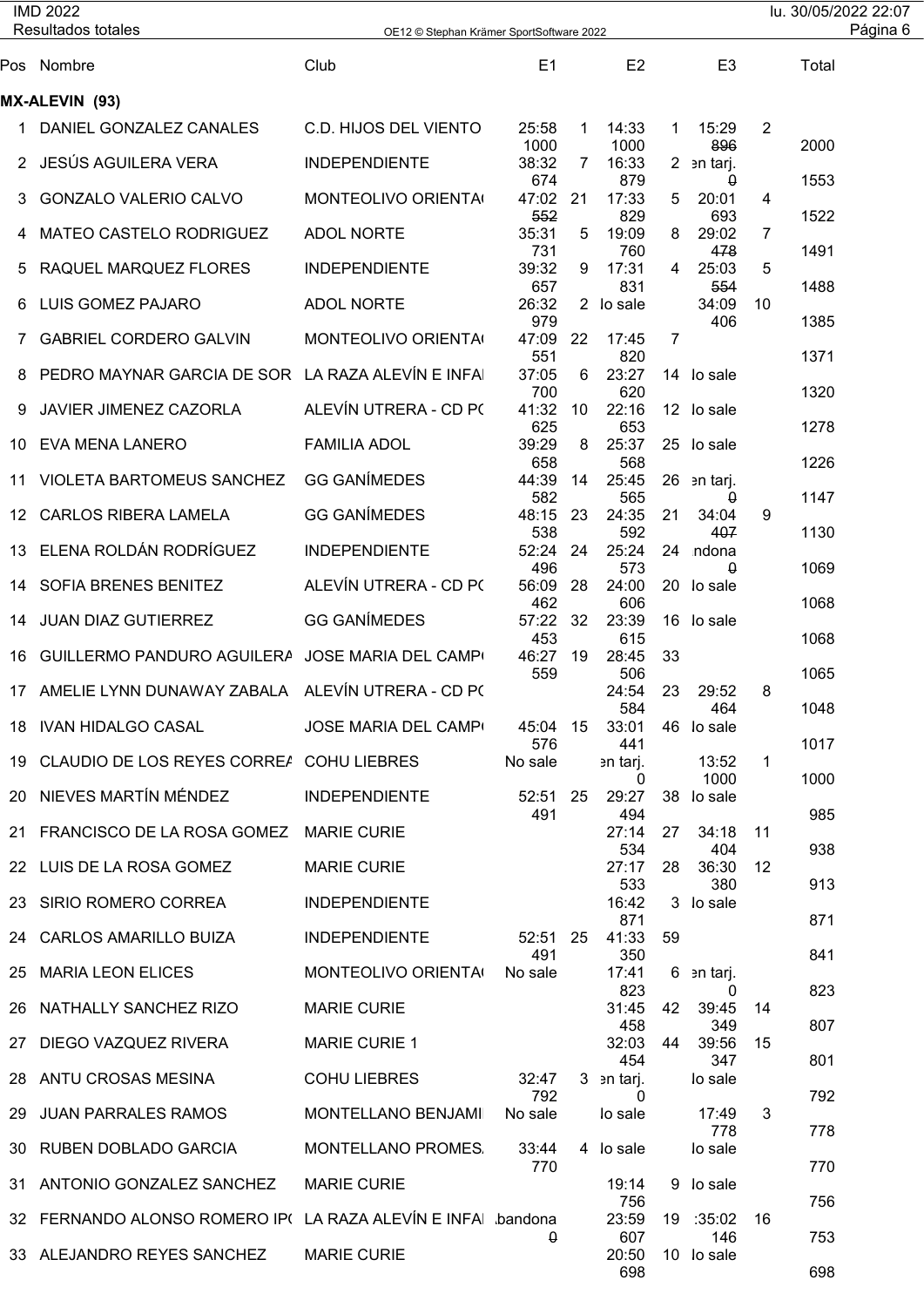IMD 2022

Resultados totales

## MX-ALEVIN (93)

| Pos | Nombre | Club | E1 | | E2 | | E3 | | Total |
|---|---|---|---|---|---|---|---|---|---|
| 1 | DANIEL GONZALEZ CANALES | C.D. HIJOS DEL VIENTO | 25:58 / 1000 | 1 | 14:33 / 1000 | 1 | 15:29 / ~~896~~ | 2 | 2000 |
| 2 | JESÚS AGUILERA VERA | INDEPENDIENTE | 38:32 / 674 | 7 | 16:33 / 879 | 2 | en tarj. / ~~0~~ | | 1553 |
| 3 | GONZALO VALERIO CALVO | MONTEOLIVO ORIENTA( | 47:02 / ~~552~~ | 21 | 17:33 / 829 | 5 | 20:01 / 693 | 4 | 1522 |
| 4 | MATEO CASTELO RODRIGUEZ | ADOL NORTE | 35:31 / 731 | 5 | 19:09 / 760 | 8 | 29:02 / ~~478~~ | 7 | 1491 |
| 5 | RAQUEL MARQUEZ FLORES | INDEPENDIENTE | 39:32 / 657 | 9 | 17:31 / 831 | 4 | 25:03 / ~~554~~ | 5 | 1488 |
| 6 | LUIS GOMEZ PAJARO | ADOL NORTE | 26:32 / 979 | 2 | lo sale | | 34:09 / 406 | 10 | 1385 |
| 7 | GABRIEL CORDERO GALVIN | MONTEOLIVO ORIENTA( | 47:09 / 551 | 22 | 17:45 / 820 | 7 | | | 1371 |
| 8 | PEDRO MAYNAR GARCIA DE SOR | LA RAZA ALEVÍN E INFA | 37:05 / 700 | 6 | 23:27 / 620 | 14 | lo sale | | 1320 |
| 9 | JAVIER JIMENEZ CAZORLA | ALEVÍN UTRERA - CD P( | 41:32 / 625 | 10 | 22:16 / 653 | 12 | lo sale | | 1278 |
| 10 | EVA MENA LANERO | FAMILIA ADOL | 39:29 / 658 | 8 | 25:37 / 568 | 25 | lo sale | | 1226 |
| 11 | VIOLETA BARTOMEUS SANCHEZ | GG GANÍMEDES | 44:39 / 582 | 14 | 25:45 / 565 | 26 | en tarj. / ~~0~~ | | 1147 |
| 12 | CARLOS RIBERA LAMELA | GG GANÍMEDES | 48:15 / 538 | 23 | 24:35 / 592 | 21 | 34:04 / ~~407~~ | 9 | 1130 |
| 13 | ELENA ROLDÁN RODRÍGUEZ | INDEPENDIENTE | 52:24 / 496 | 24 | 25:24 / 573 | 24 | ndona / ~~0~~ | | 1069 |
| 14 | SOFIA BRENES BENITEZ | ALEVÍN UTRERA - CD P( | 56:09 / 462 | 28 | 24:00 / 606 | 20 | lo sale | | 1068 |
| 14 | JUAN DIAZ GUTIERREZ | GG GANÍMEDES | 57:22 / 453 | 32 | 23:39 / 615 | 16 | lo sale | | 1068 |
| 16 | GUILLERMO PANDURO AGUILERA | JOSE MARIA DEL CAMP( | 46:27 / 559 | 19 | 28:45 / 506 | 33 | | | 1065 |
| 17 | AMELIE LYNN DUNAWAY ZABALA | ALEVÍN UTRERA - CD P( | | | 24:54 / 584 | 23 | 29:52 / 464 | 8 | 1048 |
| 18 | IVAN HIDALGO CASAL | JOSE MARIA DEL CAMP( | 45:04 / 576 | 15 | 33:01 / 441 | 46 | lo sale | | 1017 |
| 19 | CLAUDIO DE LOS REYES CORREA | COHU LIEBRES | No sale | | en tarj. / 0 | | 13:52 / 1000 | 1 | 1000 |
| 20 | NIEVES MARTÍN MÉNDEZ | INDEPENDIENTE | 52:51 / 491 | 25 | 29:27 / 494 | 38 | lo sale | | 985 |
| 21 | FRANCISCO DE LA ROSA GOMEZ | MARIE CURIE | | | 27:14 / 534 | 27 | 34:18 / 404 | 11 | 938 |
| 22 | LUIS DE LA ROSA GOMEZ | MARIE CURIE | | | 27:17 / 533 | 28 | 36:30 / 380 | 12 | 913 |
| 23 | SIRIO ROMERO CORREA | INDEPENDIENTE | | | 16:42 / 871 | 3 | lo sale | | 871 |
| 24 | CARLOS AMARILLO BUIZA | INDEPENDIENTE | 52:51 / 491 | 25 | 41:33 / 350 | 59 | | | 841 |
| 25 | MARIA LEON ELICES | MONTEOLIVO ORIENTA( | No sale | | 17:41 / 823 | 6 | en tarj. / 0 | | 823 |
| 26 | NATHALLY SANCHEZ RIZO | MARIE CURIE | | | 31:45 / 458 | 42 | 39:45 / 349 | 14 | 807 |
| 27 | DIEGO VAZQUEZ RIVERA | MARIE CURIE 1 | | | 32:03 / 454 | 44 | 39:56 / 347 | 15 | 801 |
| 28 | ANTU CROSAS MESINA | COHU LIEBRES | 32:47 / 792 | 3 | en tarj. / 0 | | lo sale | | 792 |
| 29 | JUAN PARRALES RAMOS | MONTELLANO BENJAMI | No sale | | lo sale | | 17:49 / 778 | 3 | 778 |
| 30 | RUBEN DOBLADO GARCIA | MONTELLANO PROMES. | 33:44 / 770 | 4 | lo sale | | lo sale | | 770 |
| 31 | ANTONIO GONZALEZ SANCHEZ | MARIE CURIE | | | 19:14 / 756 | 9 | lo sale | | 756 |
| 32 | FERNANDO ALONSO ROMERO IP( | LA RAZA ALEVÍN E INFA | bandona / ~~0~~ | | 23:59 / 607 | 19 | :35:02 / 146 | 16 | 753 |
| 33 | ALEJANDRO REYES SANCHEZ | MARIE CURIE | | | 20:50 / 698 | 10 | lo sale | | 698 |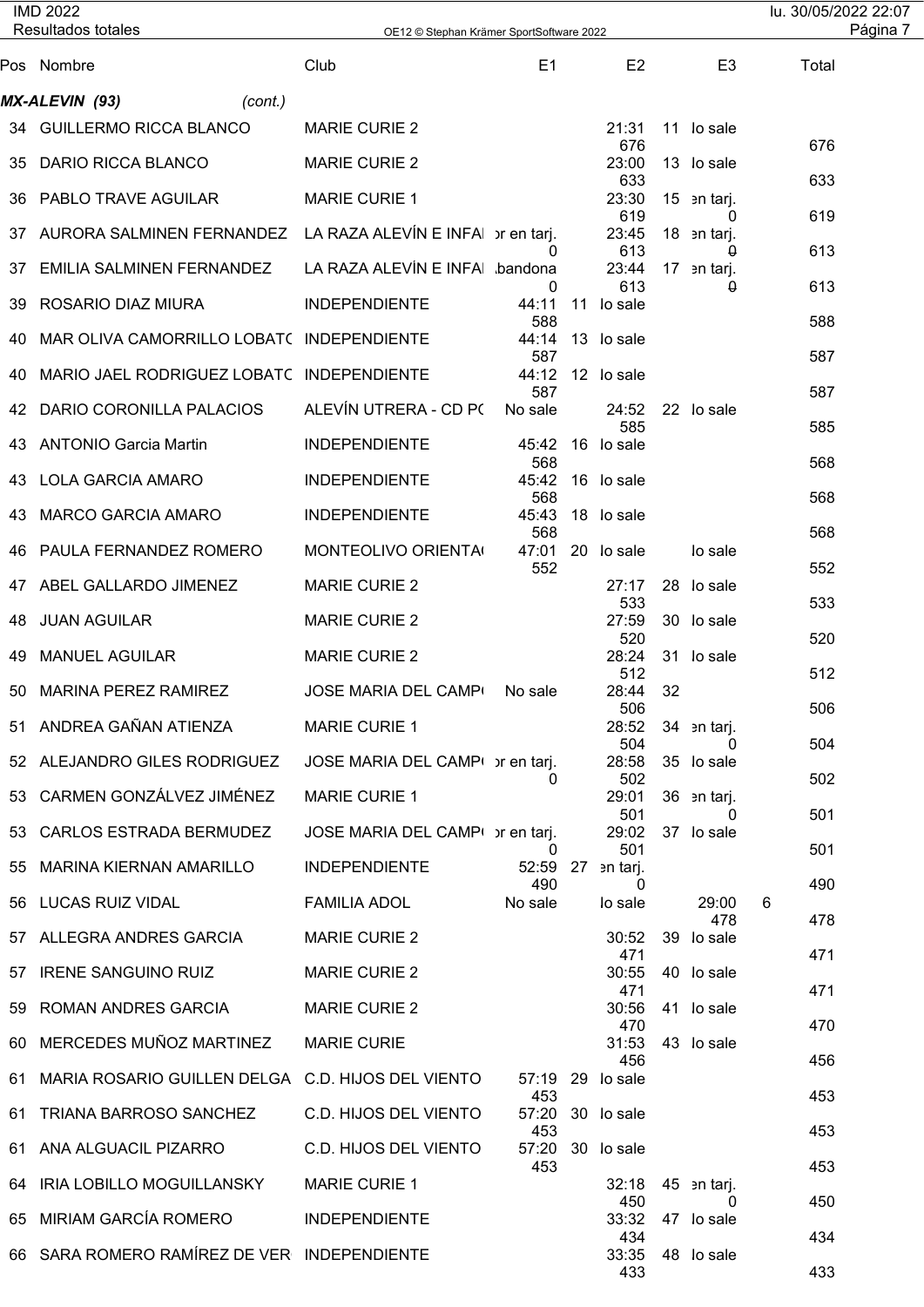| Pos | Nombre | Club | E1 | | E2 | | E3 | | Total |
|---|---|---|---|---|---|---|---|---|---|
| **MX-ALEVIN (93)** *(cont.)* | | | | | | | | | |
| 34 | GUILLERMO RICCA BLANCO | MARIE CURIE 2 | | | 21:31 676 | 11 | lo sale | | 676 |
| 35 | DARIO RICCA BLANCO | MARIE CURIE 2 | | | 23:00 633 | 13 | lo sale | | 633 |
| 36 | PABLO TRAVE AGUILAR | MARIE CURIE 1 | | | 23:30 619 | 15 | en tarj. 0 | | 619 |
| 37 | AURORA SALMINEN FERNANDEZ | LA RAZA ALEVÍN E INFAI | or en tarj. 0 | | 23:45 613 | 18 | en tarj. 0 | | 613 |
| 37 | EMILIA SALMINEN FERNANDEZ | LA RAZA ALEVÍN E INFAI | bandona 0 | | 23:44 613 | 17 | en tarj. 0 | | 613 |
| 39 | ROSARIO DIAZ MIURA | INDEPENDIENTE | 44:11 588 | 11 | lo sale | | | | 588 |
| 40 | MAR OLIVA CAMORRILLO LOBATC | INDEPENDIENTE | 44:14 587 | 13 | lo sale | | | | 587 |
| 40 | MARIO JAEL RODRIGUEZ LOBATC | INDEPENDIENTE | 44:12 587 | 12 | lo sale | | | | 587 |
| 42 | DARIO CORONILLA PALACIOS | ALEVÍN UTRERA - CD PC | No sale | | 24:52 585 | 22 | lo sale | | 585 |
| 43 | ANTONIO Garcia Martin | INDEPENDIENTE | 45:42 568 | 16 | lo sale | | | | 568 |
| 43 | LOLA GARCIA AMARO | INDEPENDIENTE | 45:42 568 | 16 | lo sale | | | | 568 |
| 43 | MARCO GARCIA AMARO | INDEPENDIENTE | 45:43 568 | 18 | lo sale | | | | 568 |
| 46 | PAULA FERNANDEZ ROMERO | MONTEOLIVO ORIENTA( | 47:01 552 | 20 | lo sale | | lo sale | | 552 |
| 47 | ABEL GALLARDO JIMENEZ | MARIE CURIE 2 | | | 27:17 533 | 28 | lo sale | | 533 |
| 48 | JUAN AGUILAR | MARIE CURIE 2 | | | 27:59 520 | 30 | lo sale | | 520 |
| 49 | MANUEL AGUILAR | MARIE CURIE 2 | | | 28:24 512 | 31 | lo sale | | 512 |
| 50 | MARINA PEREZ RAMIREZ | JOSE MARIA DEL CAMP( | No sale | | 28:44 506 | 32 | | | 506 |
| 51 | ANDREA GAÑAN ATIENZA | MARIE CURIE 1 | | | 28:52 504 | 34 | en tarj. 0 | | 504 |
| 52 | ALEJANDRO GILES RODRIGUEZ | JOSE MARIA DEL CAMP( | or en tarj. 0 | | 28:58 502 | 35 | lo sale | | 502 |
| 53 | CARMEN GONZÁLVEZ JIMÉNEZ | MARIE CURIE 1 | | | 29:01 501 | 36 | en tarj. 0 | | 501 |
| 53 | CARLOS ESTRADA BERMUDEZ | JOSE MARIA DEL CAMP( | or en tarj. 0 | | 29:02 501 | 37 | lo sale | | 501 |
| 55 | MARINA KIERNAN AMARILLO | INDEPENDIENTE | 52:59 490 | 27 | en tarj. 0 | | | | 490 |
| 56 | LUCAS RUIZ VIDAL | FAMILIA ADOL | No sale | | lo sale | | 29:00 478 | 6 | 478 |
| 57 | ALLEGRA ANDRES GARCIA | MARIE CURIE 2 | | | 30:52 471 | 39 | lo sale | | 471 |
| 57 | IRENE SANGUINO RUIZ | MARIE CURIE 2 | | | 30:55 471 | 40 | lo sale | | 471 |
| 59 | ROMAN ANDRES GARCIA | MARIE CURIE 2 | | | 30:56 470 | 41 | lo sale | | 470 |
| 60 | MERCEDES MUÑOZ MARTINEZ | MARIE CURIE | | | 31:53 456 | 43 | lo sale | | 456 |
| 61 | MARIA ROSARIO GUILLEN DELGA | C.D. HIJOS DEL VIENTO | 57:19 453 | 29 | lo sale | | | | 453 |
| 61 | TRIANA BARROSO SANCHEZ | C.D. HIJOS DEL VIENTO | 57:20 453 | 30 | lo sale | | | | 453 |
| 61 | ANA ALGUACIL PIZARRO | C.D. HIJOS DEL VIENTO | 57:20 453 | 30 | lo sale | | | | 453 |
| 64 | IRIA LOBILLO MOGUILLANSKY | MARIE CURIE 1 | | | 32:18 450 | 45 | en tarj. 0 | | 450 |
| 65 | MIRIAM GARCÍA ROMERO | INDEPENDIENTE | | | 33:32 434 | 47 | lo sale | | 434 |
| 66 | SARA ROMERO RAMÍREZ DE VER | INDEPENDIENTE | | | 33:35 433 | 48 | lo sale | | 433 |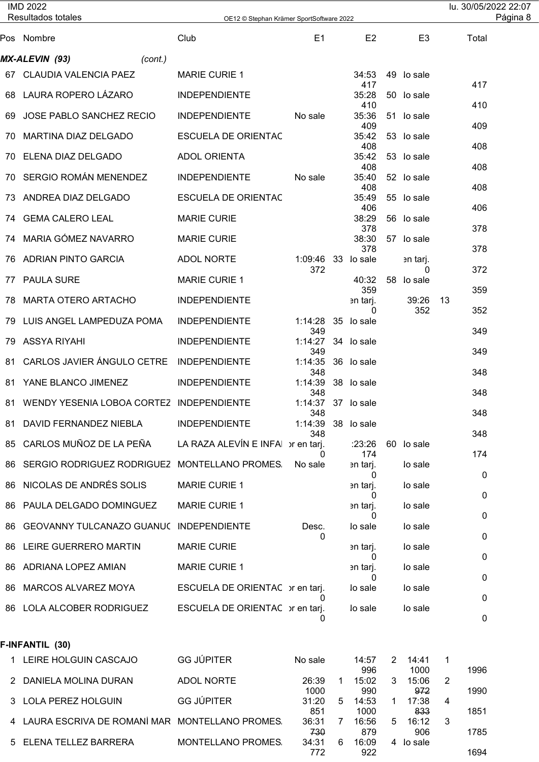IMD 2022
Resultados totales

| Pos | Nombre | Club | E1 | | E2 | | E3 | | Total |
|---|---|---|---|---|---|---|---|---|---|
| **MX-ALEVIN (93)** *(cont.)* | | | | | | | | | |
| 67 | CLAUDIA VALENCIA PAEZ | MARIE CURIE 1 | | | 34:53<br>417 | 49 | lo sale | | 417 |
| 68 | LAURA ROPERO LÁZARO | INDEPENDIENTE | | | 35:28<br>410 | 50 | lo sale | | 410 |
| 69 | JOSE PABLO SANCHEZ RECIO | INDEPENDIENTE | No sale | | 35:36<br>409 | 51 | lo sale | | 409 |
| 70 | MARTINA DIAZ DELGADO | ESCUELA DE ORIENTAC | | | 35:42<br>408 | 53 | lo sale | | 408 |
| 70 | ELENA DIAZ DELGADO | ADOL ORIENTA | | | 35:42<br>408 | 53 | lo sale | | 408 |
| 70 | SERGIO ROMÁN MENENDEZ | INDEPENDIENTE | No sale | | 35:40<br>408 | 52 | lo sale | | 408 |
| 73 | ANDREA DIAZ DELGADO | ESCUELA DE ORIENTAC | | | 35:49<br>406 | 55 | lo sale | | 406 |
| 74 | GEMA CALERO LEAL | MARIE CURIE | | | 38:29<br>378 | 56 | lo sale | | 378 |
| 74 | MARIA GÓMEZ NAVARRO | MARIE CURIE | | | 38:30<br>378 | 57 | lo sale | | 378 |
| 76 | ADRIAN PINTO GARCIA | ADOL NORTE | 1:09:46<br>372 | 33 | lo sale | | en tarj.<br>0 | | 372 |
| 77 | PAULA SURE | MARIE CURIE 1 | | | 40:32<br>359 | 58 | lo sale | | 359 |
| 78 | MARTA OTERO ARTACHO | INDEPENDIENTE | | | en tarj.<br>0 | | 39:26<br>352 | 13 | 352 |
| 79 | LUIS ANGEL LAMPEDUZA POMA | INDEPENDIENTE | 1:14:28<br>349 | 35 | lo sale | | | | 349 |
| 79 | ASSYA RIYAHI | INDEPENDIENTE | 1:14:27<br>349 | 34 | lo sale | | | | 349 |
| 81 | CARLOS JAVIER ÁNGULO CETRE | INDEPENDIENTE | 1:14:35<br>348 | 36 | lo sale | | | | 348 |
| 81 | YANE BLANCO JIMENEZ | INDEPENDIENTE | 1:14:39<br>348 | 38 | lo sale | | | | 348 |
| 81 | WENDY YESENIA LOBOA CORTEZ | INDEPENDIENTE | 1:14:37<br>348 | 37 | lo sale | | | | 348 |
| 81 | DAVID FERNANDEZ NIEBLA | INDEPENDIENTE | 1:14:39<br>348 | 38 | lo sale | | | | 348 |
| 85 | CARLOS MUÑOZ DE LA PEÑA | LA RAZA ALEVÍN E INFA | or en tarj.<br>0 | | :23:26<br>174 | 60 | lo sale | | 174 |
| 86 | SERGIO RODRIGUEZ RODRIGUEZ | MONTELLANO PROMES | No sale | | en tarj.<br>0 | | lo sale | | 0 |
| 86 | NICOLAS DE ANDRÉS SOLIS | MARIE CURIE 1 | | | en tarj.<br>0 | | lo sale | | 0 |
| 86 | PAULA DELGADO DOMINGUEZ | MARIE CURIE 1 | | | en tarj.<br>0 | | lo sale | | 0 |
| 86 | GEOVANNY TULCANAZO GUANUC | INDEPENDIENTE | Desc.<br>0 | | lo sale | | lo sale | | 0 |
| 86 | LEIRE GUERRERO MARTIN | MARIE CURIE | | | en tarj.<br>0 | | lo sale | | 0 |
| 86 | ADRIANA LOPEZ AMIAN | MARIE CURIE 1 | | | en tarj.<br>0 | | lo sale | | 0 |
| 86 | MARCOS ALVAREZ MOYA | ESCUELA DE ORIENTAC | or en tarj.<br>0 | | lo sale | | lo sale | | 0 |
| 86 | LOLA ALCOBER RODRIGUEZ | ESCUELA DE ORIENTAC | or en tarj.<br>0 | | lo sale | | lo sale | | 0 |
| **F-INFANTIL (30)** | | | | | | | | | |
| 1 | LEIRE HOLGUIN CASCAJO | GG JÚPITER | No sale | | 14:57<br>996 | 2 | 14:41<br>1000 | 1 | 1996 |
| 2 | DANIELA MOLINA DURAN | ADOL NORTE | 26:39<br>1000 | 1 | 15:02<br>990 | 3 | 15:06<br>~~972~~ | 2 | 1990 |
| 3 | LOLA PEREZ HOLGUIN | GG JÚPITER | 31:20<br>851 | 5 | 14:53<br>1000 | 1 | 17:38<br>~~833~~ | 4 | 1851 |
| 4 | LAURA ESCRIVA DE ROMANÍ MAR | MONTELLANO PROMES | 36:31<br>~~730~~ | 7 | 16:56<br>879 | 5 | 16:12<br>906 | 3 | 1785 |
| 5 | ELENA TELLEZ BARRERA | MONTELLANO PROMES | 34:31<br>772 | 6 | 16:09<br>922 | 4 | lo sale | | 1694 |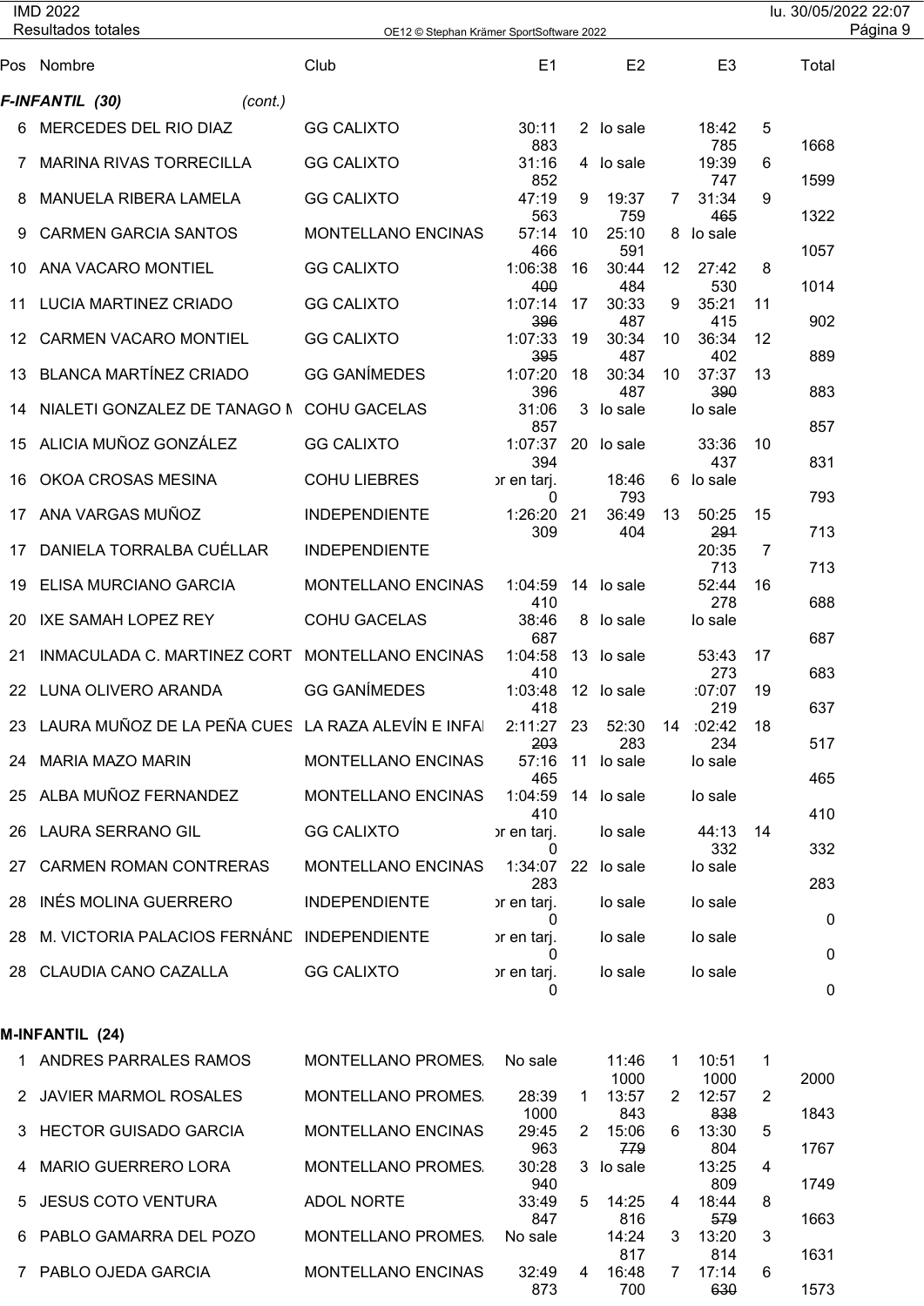| Pos | Nombre | Club | E1 | | E2 | | E3 | | Total |
|---|---|---|---|---|---|---|---|---|---|
| ***F-INFANTIL (30)*** | *(cont.)* | | | | | | | | |
| 6 | MERCEDES DEL RIO DIAZ | GG CALIXTO | 30:11 883 | 2 | No sale | | 18:42 785 | 5 | 1668 |
| 7 | MARINA RIVAS TORRECILLA | GG CALIXTO | 31:16 852 | 4 | No sale | | 19:39 747 | 6 | 1599 |
| 8 | MANUELA RIBERA LAMELA | GG CALIXTO | 47:19 563 | 9 | 19:37 759 | 7 | 31:34 ~~465~~ | 9 | 1322 |
| 9 | CARMEN GARCIA SANTOS | MONTELLANO ENCINAS | 57:14 466 | 10 | 25:10 591 | 8 | No sale | | 1057 |
| 10 | ANA VACARO MONTIEL | GG CALIXTO | 1:06:38 ~~400~~ | 16 | 30:44 484 | 12 | 27:42 530 | 8 | 1014 |
| 11 | LUCIA MARTINEZ CRIADO | GG CALIXTO | 1:07:14 ~~396~~ | 17 | 30:33 487 | 9 | 35:21 415 | 11 | 902 |
| 12 | CARMEN VACARO MONTIEL | GG CALIXTO | 1:07:33 ~~395~~ | 19 | 30:34 487 | 10 | 36:34 402 | 12 | 889 |
| 13 | BLANCA MARTÍNEZ CRIADO | GG GANÍMEDES | 1:07:20 396 | 18 | 30:34 487 | 10 | 37:37 ~~390~~ | 13 | 883 |
| 14 | NIALETI GONZALEZ DE TANAGO M | COHU GACELAS | 31:06 857 | 3 | No sale | | No sale | | 857 |
| 15 | ALICIA MUÑOZ GONZÁLEZ | GG CALIXTO | 1:07:37 394 | 20 | No sale | | 33:36 437 | 10 | 831 |
| 16 | OKOA CROSAS MESINA | COHU LIEBRES | Error en tarj. 0 | | 18:46 793 | 6 | No sale | | 793 |
| 17 | ANA VARGAS MUÑOZ | INDEPENDIENTE | 1:26:20 309 | 21 | 36:49 404 | 13 | 50:25 ~~291~~ | 15 | 713 |
| 17 | DANIELA TORRALBA CUÉLLAR | INDEPENDIENTE | | | | | 20:35 713 | 7 | 713 |
| 19 | ELISA MURCIANO GARCIA | MONTELLANO ENCINAS | 1:04:59 410 | 14 | No sale | | 52:44 278 | 16 | 688 |
| 20 | IXE SAMAH LOPEZ REY | COHU GACELAS | 38:46 687 | 8 | No sale | | No sale | | 687 |
| 21 | INMACULADA C. MARTINEZ CORT | MONTELLANO ENCINAS | 1:04:58 410 | 13 | No sale | | 53:43 273 | 17 | 683 |
| 22 | LUNA OLIVERO ARANDA | GG GANÍMEDES | 1:03:48 418 | 12 | No sale | | 1:07:07 219 | 19 | 637 |
| 23 | LAURA MUÑOZ DE LA PEÑA CUES | LA RAZA ALEVÍN E INFAI | 2:11:27 ~~203~~ | 23 | 52:30 283 | 14 | 1:02:42 234 | 18 | 517 |
| 24 | MARIA MAZO MARIN | MONTELLANO ENCINAS | 57:16 465 | 11 | No sale | | No sale | | 465 |
| 25 | ALBA MUÑOZ FERNANDEZ | MONTELLANO ENCINAS | 1:04:59 410 | 14 | No sale | | No sale | | 410 |
| 26 | LAURA SERRANO GIL | GG CALIXTO | Error en tarj. 0 | | No sale | | 44:13 332 | 14 | 332 |
| 27 | CARMEN ROMAN CONTRERAS | MONTELLANO ENCINAS | 1:34:07 283 | 22 | No sale | | No sale | | 283 |
| 28 | INÉS MOLINA GUERRERO | INDEPENDIENTE | Error en tarj. 0 | | No sale | | No sale | | 0 |
| 28 | M. VICTORIA PALACIOS FERNÁND | INDEPENDIENTE | Error en tarj. 0 | | No sale | | No sale | | 0 |
| 28 | CLAUDIA CANO CAZALLA | GG CALIXTO | Error en tarj. 0 | | No sale | | No sale | | 0 |
| **M-INFANTIL (24)** | | | | | | | | | |
| 1 | ANDRES PARRALES RAMOS | MONTELLANO PROMES. | No sale | | 11:46 1000 | 1 | 10:51 1000 | 1 | 2000 |
| 2 | JAVIER MARMOL ROSALES | MONTELLANO PROMES. | 28:39 1000 | 1 | 13:57 843 | 2 | 12:57 ~~838~~ | 2 | 1843 |
| 3 | HECTOR GUISADO GARCIA | MONTELLANO ENCINAS | 29:45 963 | 2 | 15:06 ~~779~~ | 6 | 13:30 804 | 5 | 1767 |
| 4 | MARIO GUERRERO LORA | MONTELLANO PROMES. | 30:28 940 | 3 | No sale | | 13:25 809 | 4 | 1749 |
| 5 | JESUS COTO VENTURA | ADOL NORTE | 33:49 847 | 5 | 14:25 816 | 4 | 18:44 ~~579~~ | 8 | 1663 |
| 6 | PABLO GAMARRA DEL POZO | MONTELLANO PROMES. | No sale | | 14:24 817 | 3 | 13:20 814 | 3 | 1631 |
| 7 | PABLO OJEDA GARCIA | MONTELLANO ENCINAS | 32:49 873 | 4 | 16:48 700 | 7 | 17:14 ~~630~~ | 6 | 1573 |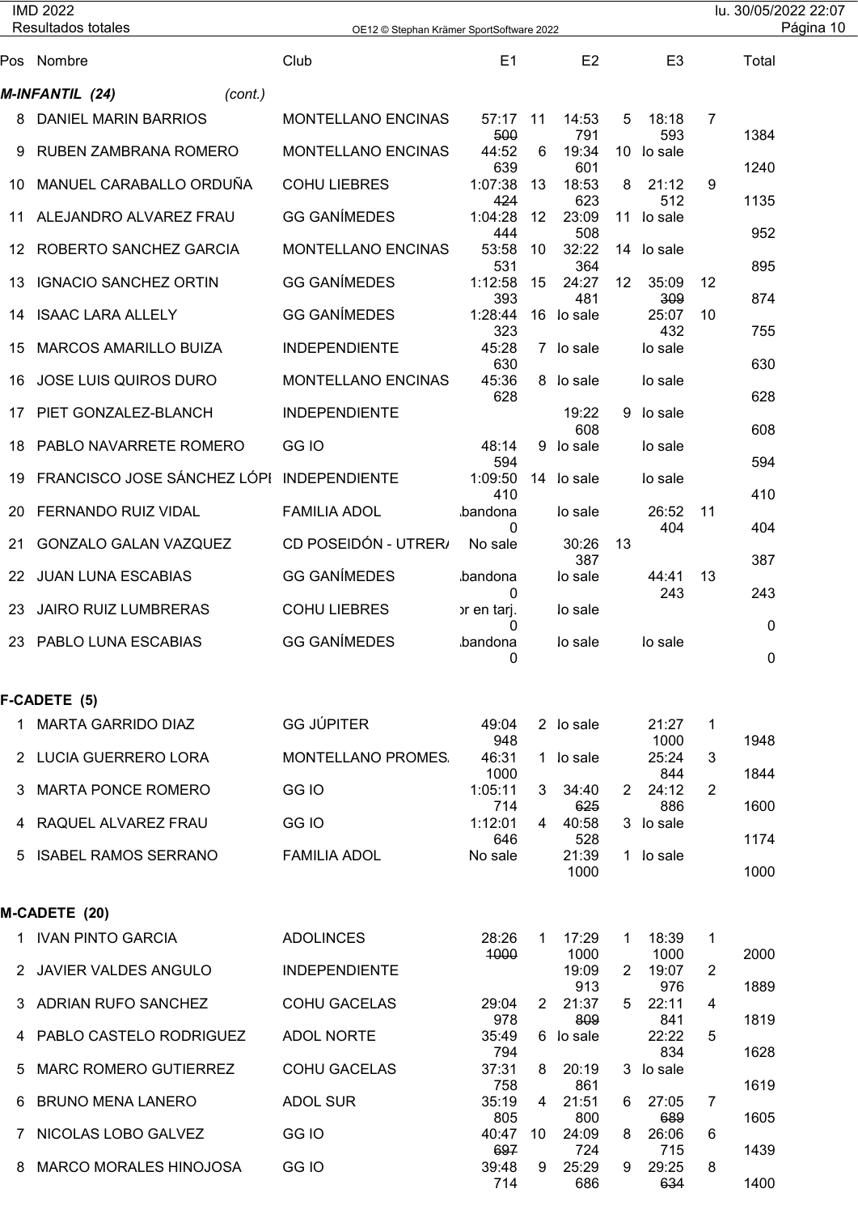| Pos | Nombre | Club | E1 | | E2 | | E3 | | Total |
|---|---|---|---|---|---|---|---|---|---|
| ***M-INFANTIL (24)*** | *(cont.)* | | | | | | | | |
| 8 | DANIEL MARIN BARRIOS | MONTELLANO ENCINAS | 57:17 ~~500~~ | 11 | 14:53 791 | 5 | 18:18 593 | 7 | 1384 |
| 9 | RUBEN ZAMBRANA ROMERO | MONTELLANO ENCINAS | 44:52 639 | 6 | 19:34 601 | 10 | lo sale | | 1240 |
| 10 | MANUEL CARABALLO ORDUÑA | COHU LIEBRES | 1:07:38 ~~424~~ | 13 | 18:53 623 | 8 | 21:12 512 | 9 | 1135 |
| 11 | ALEJANDRO ALVAREZ FRAU | GG GANÍMEDES | 1:04:28 444 | 12 | 23:09 508 | 11 | lo sale | | 952 |
| 12 | ROBERTO SANCHEZ GARCIA | MONTELLANO ENCINAS | 53:58 531 | 10 | 32:22 364 | 14 | lo sale | | 895 |
| 13 | IGNACIO SANCHEZ ORTIN | GG GANÍMEDES | 1:12:58 393 | 15 | 24:27 481 | 12 | 35:09 ~~309~~ | 12 | 874 |
| 14 | ISAAC LARA ALLELY | GG GANÍMEDES | 1:28:44 323 | 16 | lo sale | | 25:07 432 | 10 | 755 |
| 15 | MARCOS AMARILLO BUIZA | INDEPENDIENTE | 45:28 630 | 7 | lo sale | | lo sale | | 630 |
| 16 | JOSE LUIS QUIROS DURO | MONTELLANO ENCINAS | 45:36 628 | 8 | lo sale | | lo sale | | 628 |
| 17 | PIET GONZALEZ-BLANCH | INDEPENDIENTE | | | 19:22 608 | 9 | lo sale | | 608 |
| 18 | PABLO NAVARRETE ROMERO | GG IO | 48:14 594 | 9 | lo sale | | lo sale | | 594 |
| 19 | FRANCISCO JOSE SÁNCHEZ LÓPI | INDEPENDIENTE | 1:09:50 410 | 14 | lo sale | | lo sale | | 410 |
| 20 | FERNANDO RUIZ VIDAL | FAMILIA ADOL | bandona 0 | | lo sale | | 26:52 404 | 11 | 404 |
| 21 | GONZALO GALAN VAZQUEZ | CD POSEIDÓN - UTRER/ | No sale | | 30:26 387 | 13 | | | 387 |
| 22 | JUAN LUNA ESCABIAS | GG GANÍMEDES | bandona 0 | | lo sale | | 44:41 243 | 13 | 243 |
| 23 | JAIRO RUIZ LUMBRERAS | COHU LIEBRES | or en tarj. 0 | | lo sale | | | | 0 |
| 23 | PABLO LUNA ESCABIAS | GG GANÍMEDES | bandona 0 | | lo sale | | lo sale | | 0 |
| **F-CADETE (5)** | | | | | | | | | |
| 1 | MARTA GARRIDO DIAZ | GG JÚPITER | 49:04 948 | 2 | lo sale | | 21:27 1000 | 1 | 1948 |
| 2 | LUCIA GUERRERO LORA | MONTELLANO PROMES. | 46:31 1000 | 1 | lo sale | | 25:24 844 | 3 | 1844 |
| 3 | MARTA PONCE ROMERO | GG IO | 1:05:11 714 | 3 | 34:40 ~~625~~ | 2 | 24:12 886 | 2 | 1600 |
| 4 | RAQUEL ALVAREZ FRAU | GG IO | 1:12:01 646 | 4 | 40:58 528 | 3 | lo sale | | 1174 |
| 5 | ISABEL RAMOS SERRANO | FAMILIA ADOL | No sale | | 21:39 1000 | 1 | lo sale | | 1000 |
| **M-CADETE (20)** | | | | | | | | | |
| 1 | IVAN PINTO GARCIA | ADOLINCES | 28:26 ~~1000~~ | 1 | 17:29 1000 | 1 | 18:39 1000 | 1 | 2000 |
| 2 | JAVIER VALDES ANGULO | INDEPENDIENTE | | | 19:09 913 | 2 | 19:07 976 | 2 | 1889 |
| 3 | ADRIAN RUFO SANCHEZ | COHU GACELAS | 29:04 978 | 2 | 21:37 ~~809~~ | 5 | 22:11 841 | 4 | 1819 |
| 4 | PABLO CASTELO RODRIGUEZ | ADOL NORTE | 35:49 794 | 6 | lo sale | | 22:22 834 | 5 | 1628 |
| 5 | MARC ROMERO GUTIERREZ | COHU GACELAS | 37:31 758 | 8 | 20:19 861 | 3 | lo sale | | 1619 |
| 6 | BRUNO MENA LANERO | ADOL SUR | 35:19 805 | 4 | 21:51 800 | 6 | 27:05 ~~689~~ | 7 | 1605 |
| 7 | NICOLAS LOBO GALVEZ | GG IO | 40:47 ~~697~~ | 10 | 24:09 724 | 8 | 26:06 715 | 6 | 1439 |
| 8 | MARCO MORALES HINOJOSA | GG IO | 39:48 714 | 9 | 25:29 686 | 9 | 29:25 ~~634~~ | 8 | 1400 |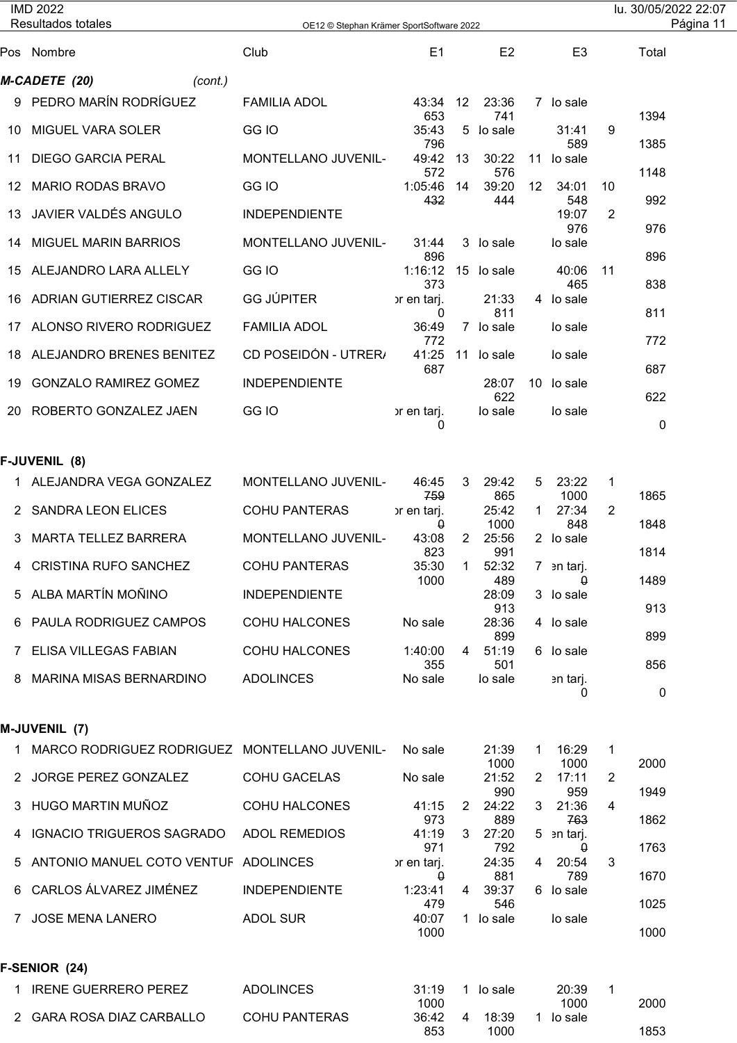## M-CADETE (20) *(cont.)*

| Pos | Nombre | Club | E1 | | E2 | | E3 | | Total |
|---|---|---|---|---|---|---|---|---|---|
| 9 | PEDRO MARÍN RODRÍGUEZ | FAMILIA ADOL | 43:34 653 | 12 | 23:36 741 | 7 | lo sale | | 1394 |
| 10 | MIGUEL VARA SOLER | GG IO | 35:43 796 | 5 | lo sale | | 31:41 589 | 9 | 1385 |
| 11 | DIEGO GARCIA PERAL | MONTELLANO JUVENIL- | 49:42 572 | 13 | 30:22 576 | 11 | lo sale | | 1148 |
| 12 | MARIO RODAS BRAVO | GG IO | 1:05:46 ~~432~~ | 14 | 39:20 444 | 12 | 34:01 548 | 10 | 992 |
| 13 | JAVIER VALDÉS ANGULO | INDEPENDIENTE | | | | | 19:07 976 | 2 | 976 |
| 14 | MIGUEL MARIN BARRIOS | MONTELLANO JUVENIL- | 31:44 896 | 3 | lo sale | | lo sale | | 896 |
| 15 | ALEJANDRO LARA ALLELY | GG IO | 1:16:12 373 | 15 | lo sale | | 40:06 465 | 11 | 838 |
| 16 | ADRIAN GUTIERREZ CISCAR | GG JÚPITER | or en tarj. 0 | | 21:33 811 | 4 | lo sale | | 811 |
| 17 | ALONSO RIVERO RODRIGUEZ | FAMILIA ADOL | 36:49 772 | 7 | lo sale | | lo sale | | 772 |
| 18 | ALEJANDRO BRENES BENITEZ | CD POSEIDÓN - UTRER/ | 41:25 687 | 11 | lo sale | | lo sale | | 687 |
| 19 | GONZALO RAMIREZ GOMEZ | INDEPENDIENTE | | | 28:07 622 | 10 | lo sale | | 622 |
| 20 | ROBERTO GONZALEZ JAEN | GG IO | or en tarj. 0 | | lo sale | | lo sale | | 0 |

## F-JUVENIL (8)

| Pos | Nombre | Club | E1 | | E2 | | E3 | | Total |
|---|---|---|---|---|---|---|---|---|---|
| 1 | ALEJANDRA VEGA GONZALEZ | MONTELLANO JUVENIL- | 46:45 ~~759~~ | 3 | 29:42 865 | 5 | 23:22 1000 | 1 | 1865 |
| 2 | SANDRA LEON ELICES | COHU PANTERAS | or en tarj. ~~0~~ | | 25:42 1000 | 1 | 27:34 848 | 2 | 1848 |
| 3 | MARTA TELLEZ BARRERA | MONTELLANO JUVENIL- | 43:08 823 | 2 | 25:56 991 | 2 | lo sale | | 1814 |
| 4 | CRISTINA RUFO SANCHEZ | COHU PANTERAS | 35:30 1000 | 1 | 52:32 489 | 7 | en tarj. ~~0~~ | | 1489 |
| 5 | ALBA MARTÍN MOÑINO | INDEPENDIENTE | | | 28:09 913 | 3 | lo sale | | 913 |
| 6 | PAULA RODRIGUEZ CAMPOS | COHU HALCONES | No sale | | 28:36 899 | 4 | lo sale | | 899 |
| 7 | ELISA VILLEGAS FABIAN | COHU HALCONES | 1:40:00 355 | 4 | 51:19 501 | 6 | lo sale | | 856 |
| 8 | MARINA MISAS BERNARDINO | ADOLINCES | No sale | | lo sale | | en tarj. 0 | | 0 |

## M-JUVENIL (7)

| Pos | Nombre | Club | E1 | | E2 | | E3 | | Total |
|---|---|---|---|---|---|---|---|---|---|
| 1 | MARCO RODRIGUEZ RODRIGUEZ | MONTELLANO JUVENIL- | No sale | | 21:39 1000 | 1 | 16:29 1000 | 1 | 2000 |
| 2 | JORGE PEREZ GONZALEZ | COHU GACELAS | No sale | | 21:52 990 | 2 | 17:11 959 | 2 | 1949 |
| 3 | HUGO MARTIN MUÑOZ | COHU HALCONES | 41:15 973 | 2 | 24:22 889 | 3 | 21:36 ~~763~~ | 4 | 1862 |
| 4 | IGNACIO TRIGUEROS SAGRADO | ADOL REMEDIOS | 41:19 971 | 3 | 27:20 792 | 5 | en tarj. ~~0~~ | | 1763 |
| 5 | ANTONIO MANUEL COTO VENTUF | ADOLINCES | or en tarj. ~~0~~ | | 24:35 881 | 4 | 20:54 789 | 3 | 1670 |
| 6 | CARLOS ÁLVAREZ JIMÉNEZ | INDEPENDIENTE | 1:23:41 479 | 4 | 39:37 546 | 6 | lo sale | | 1025 |
| 7 | JOSE MENA LANERO | ADOL SUR | 40:07 1000 | 1 | lo sale | | lo sale | | 1000 |

## F-SENIOR (24)

| Pos | Nombre | Club | E1 | | E2 | | E3 | | Total |
|---|---|---|---|---|---|---|---|---|---|
| 1 | IRENE GUERRERO PEREZ | ADOLINCES | 31:19 1000 | 1 | lo sale | | 20:39 1000 | 1 | 2000 |
| 2 | GARA ROSA DIAZ CARBALLO | COHU PANTERAS | 36:42 853 | 4 | 18:39 1000 | 1 | lo sale | | 1853 |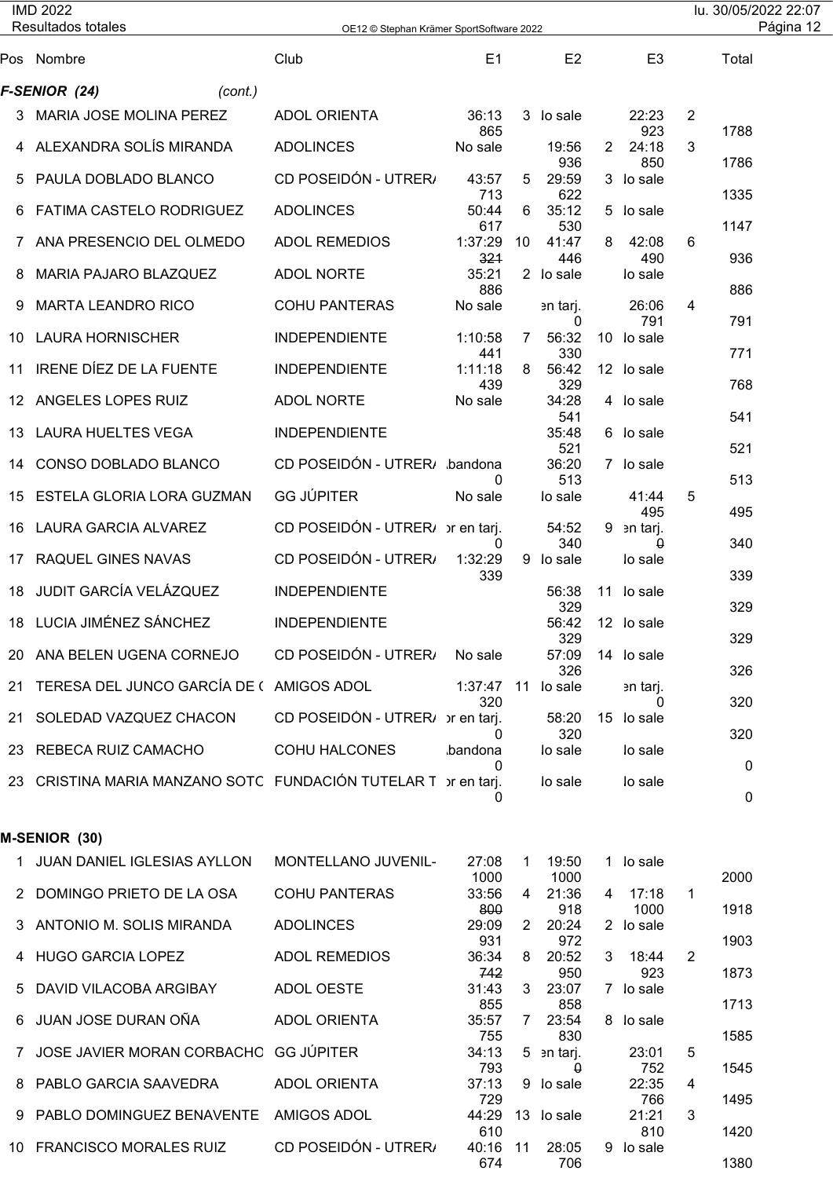## F-SENIOR (24) *(cont.)*

| Pos | Nombre | Club | E1 | | E2 | | E3 | | Total |
|---|---|---|---|---|---|---|---|---|---|
| 3 | MARIA JOSE MOLINA PEREZ | ADOL ORIENTA | 36:13<br>865 | 3 | No sale | | 22:23<br>923 | 2 | 1788 |
| 4 | ALEXANDRA SOLÍS MIRANDA | ADOLINCES | No sale | | 19:56<br>936 | 2 | 24:18<br>850 | 3 | 1786 |
| 5 | PAULA DOBLADO BLANCO | CD POSEIDÓN - UTRER/ | 43:57<br>713 | 5 | 29:59<br>622 | 3 | No sale | | 1335 |
| 6 | FATIMA CASTELO RODRIGUEZ | ADOLINCES | 50:44<br>617 | 6 | 35:12<br>530 | 5 | No sale | | 1147 |
| 7 | ANA PRESENCIO DEL OLMEDO | ADOL REMEDIOS | 1:37:29<br>~~321~~ | 10 | 41:47<br>446 | 8 | 42:08<br>490 | 6 | 936 |
| 8 | MARIA PAJARO BLAZQUEZ | ADOL NORTE | 35:21<br>886 | 2 | No sale | | No sale | | 886 |
| 9 | MARTA LEANDRO RICO | COHU PANTERAS | No sale | | en tarj.<br>0 | | 26:06<br>791 | 4 | 791 |
| 10 | LAURA HORNISCHER | INDEPENDIENTE | 1:10:58<br>441 | 7 | 56:32<br>330 | 10 | No sale | | 771 |
| 11 | IRENE DÍEZ DE LA FUENTE | INDEPENDIENTE | 1:11:18<br>439 | 8 | 56:42<br>329 | 12 | No sale | | 768 |
| 12 | ANGELES LOPES RUIZ | ADOL NORTE | No sale | | 34:28<br>541 | 4 | No sale | | 541 |
| 13 | LAURA HUELTES VEGA | INDEPENDIENTE | | | 35:48<br>521 | 6 | No sale | | 521 |
| 14 | CONSO DOBLADO BLANCO | CD POSEIDÓN - UTRER/ | Abandona<br>0 | | 36:20<br>513 | 7 | No sale | | 513 |
| 15 | ESTELA GLORIA LORA GUZMAN | GG JÚPITER | No sale | | No sale | | 41:44<br>495 | 5 | 495 |
| 16 | LAURA GARCIA ALVAREZ | CD POSEIDÓN - UTRER/ | Error en tarj.<br>0 | | 54:52<br>340 | 9 | en tarj.<br>~~0~~ | | 340 |
| 17 | RAQUEL GINES NAVAS | CD POSEIDÓN - UTRER/ | 1:32:29<br>339 | 9 | No sale | | No sale | | 339 |
| 18 | JUDIT GARCÍA VELÁZQUEZ | INDEPENDIENTE | | | 56:38<br>329 | 11 | No sale | | 329 |
| 18 | LUCIA JIMÉNEZ SÁNCHEZ | INDEPENDIENTE | | | 56:42<br>329 | 12 | No sale | | 329 |
| 20 | ANA BELEN UGENA CORNEJO | CD POSEIDÓN - UTRER/ | No sale | | 57:09<br>326 | 14 | No sale | | 326 |
| 21 | TERESA DEL JUNCO GARCÍA DE ( | AMIGOS ADOL | 1:37:47<br>320 | 11 | No sale | | en tarj.<br>0 | | 320 |
| 21 | SOLEDAD VAZQUEZ CHACON | CD POSEIDÓN - UTRER/ | Error en tarj.<br>0 | | 58:20<br>320 | 15 | No sale | | 320 |
| 23 | REBECA RUIZ CAMACHO | COHU HALCONES | Abandona<br>0 | | No sale | | No sale | | 0 |
| 23 | CRISTINA MARIA MANZANO SOTC | FUNDACIÓN TUTELAR T | Error en tarj.<br>0 | | No sale | | No sale | | 0 |

## M-SENIOR (30)

| Pos | Nombre | Club | E1 | | E2 | | E3 | | Total |
|---|---|---|---|---|---|---|---|---|---|
| 1 | JUAN DANIEL IGLESIAS AYLLON | MONTELLANO JUVENIL- | 27:08<br>1000 | 1 | 19:50<br>1000 | 1 | No sale | | 2000 |
| 2 | DOMINGO PRIETO DE LA OSA | COHU PANTERAS | 33:56<br>~~800~~ | 4 | 21:36<br>918 | 4 | 17:18<br>1000 | 1 | 1918 |
| 3 | ANTONIO M. SOLIS MIRANDA | ADOLINCES | 29:09<br>931 | 2 | 20:24<br>972 | 2 | No sale | | 1903 |
| 4 | HUGO GARCIA LOPEZ | ADOL REMEDIOS | 36:34<br>~~742~~ | 8 | 20:52<br>950 | 3 | 18:44<br>923 | 2 | 1873 |
| 5 | DAVID VILACOBA ARGIBAY | ADOL OESTE | 31:43<br>855 | 3 | 23:07<br>858 | 7 | No sale | | 1713 |
| 6 | JUAN JOSE DURAN OÑA | ADOL ORIENTA | 35:57<br>755 | 7 | 23:54<br>830 | 8 | No sale | | 1585 |
| 7 | JOSE JAVIER MORAN CORBACHO | GG JÚPITER | 34:13<br>793 | 5 | en tarj.<br>~~0~~ | | 23:01<br>752 | 5 | 1545 |
| 8 | PABLO GARCIA SAAVEDRA | ADOL ORIENTA | 37:13<br>729 | 9 | No sale | | 22:35<br>766 | 4 | 1495 |
| 9 | PABLO DOMINGUEZ BENAVENTE | AMIGOS ADOL | 44:29<br>610 | 13 | No sale | | 21:21<br>810 | 3 | 1420 |
| 10 | FRANCISCO MORALES RUIZ | CD POSEIDÓN - UTRER/ | 40:16<br>674 | 11 | 28:05<br>706 | 9 | No sale | | 1380 |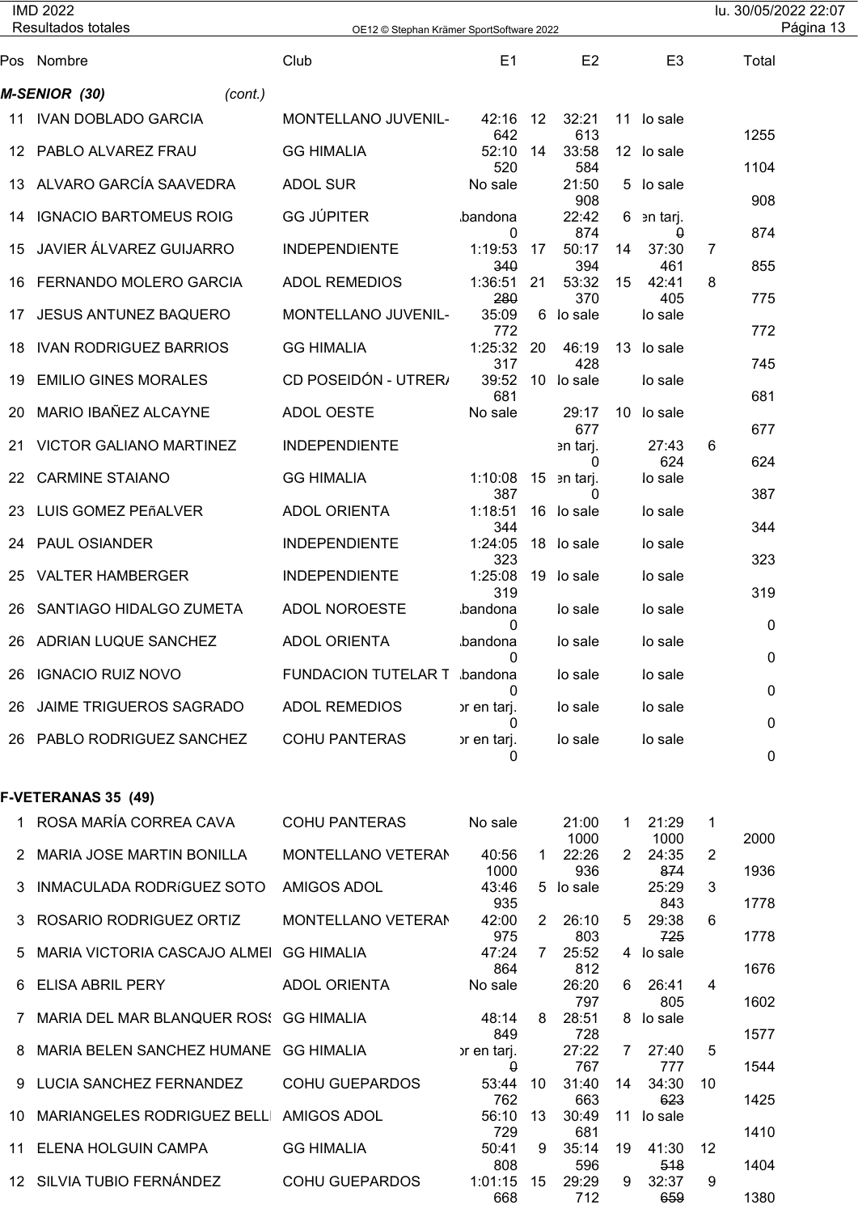## M-SENIOR (30) *(cont.)*

| Pos | Nombre | Club | E1 | | E2 | | E3 | | Total |
|---|---|---|---|---|---|---|---|---|---|
| 11 | IVAN DOBLADO GARCIA | MONTELLANO JUVENIL- | 42:16 | 12 | 32:21 | 11 | lo sale | | |
| | | | 642 | | 613 | | | | 1255 |
| 12 | PABLO ALVAREZ FRAU | GG HIMALIA | 52:10 | 14 | 33:58 | 12 | lo sale | | |
| | | | 520 | | 584 | | | | 1104 |
| 13 | ALVARO GARCÍA SAAVEDRA | ADOL SUR | No sale | | 21:50 | 5 | lo sale | | |
| | | | | | 908 | | | | 908 |
| 14 | IGNACIO BARTOMEUS ROIG | GG JÚPITER | bandona | | 22:42 | 6 | en tarj. | | |
| | | | 0 | | 874 | | ~~0~~ | | 874 |
| 15 | JAVIER ÁLVAREZ GUIJARRO | INDEPENDIENTE | 1:19:53 | 17 | 50:17 | 14 | 37:30 | 7 | |
| | | | ~~340~~ | | 394 | | 461 | | 855 |
| 16 | FERNANDO MOLERO GARCIA | ADOL REMEDIOS | 1:36:51 | 21 | 53:32 | 15 | 42:41 | 8 | |
| | | | ~~280~~ | | 370 | | 405 | | 775 |
| 17 | JESUS ANTUNEZ BAQUERO | MONTELLANO JUVENIL- | 35:09 | 6 | lo sale | | lo sale | | |
| | | | 772 | | | | | | 772 |
| 18 | IVAN RODRIGUEZ BARRIOS | GG HIMALIA | 1:25:32 | 20 | 46:19 | 13 | lo sale | | |
| | | | 317 | | 428 | | | | 745 |
| 19 | EMILIO GINES MORALES | CD POSEIDÓN - UTRER/ | 39:52 | 10 | lo sale | | lo sale | | |
| | | | 681 | | | | | | 681 |
| 20 | MARIO IBAÑEZ ALCAYNE | ADOL OESTE | No sale | | 29:17 | 10 | lo sale | | |
| | | | | | 677 | | | | 677 |
| 21 | VICTOR GALIANO MARTINEZ | INDEPENDIENTE | | | en tarj. | | 27:43 | 6 | |
| | | | | | 0 | | 624 | | 624 |
| 22 | CARMINE STAIANO | GG HIMALIA | 1:10:08 | 15 | en tarj. | | lo sale | | |
| | | | 387 | | 0 | | | | 387 |
| 23 | LUIS GOMEZ PEñALVER | ADOL ORIENTA | 1:18:51 | 16 | lo sale | | lo sale | | |
| | | | 344 | | | | | | 344 |
| 24 | PAUL OSIANDER | INDEPENDIENTE | 1:24:05 | 18 | lo sale | | lo sale | | |
| | | | 323 | | | | | | 323 |
| 25 | VALTER HAMBERGER | INDEPENDIENTE | 1:25:08 | 19 | lo sale | | lo sale | | |
| | | | 319 | | | | | | 319 |
| 26 | SANTIAGO HIDALGO ZUMETA | ADOL NOROESTE | bandona | | lo sale | | lo sale | | |
| | | | 0 | | | | | | 0 |
| 26 | ADRIAN LUQUE SANCHEZ | ADOL ORIENTA | bandona | | lo sale | | lo sale | | |
| | | | 0 | | | | | | 0 |
| 26 | IGNACIO RUIZ NOVO | FUNDACION TUTELAR T | bandona | | lo sale | | lo sale | | |
| | | | 0 | | | | | | 0 |
| 26 | JAIME TRIGUEROS SAGRADO | ADOL REMEDIOS | or en tarj. | | lo sale | | lo sale | | |
| | | | 0 | | | | | | 0 |
| 26 | PABLO RODRIGUEZ SANCHEZ | COHU PANTERAS | or en tarj. | | lo sale | | lo sale | | |
| | | | 0 | | | | | | 0 |

## F-VETERANAS 35 (49)

| Pos | Nombre | Club | E1 | | E2 | | E3 | | Total |
|---|---|---|---|---|---|---|---|---|---|
| 1 | ROSA MARÍA CORREA CAVA | COHU PANTERAS | No sale | | 21:00 | 1 | 21:29 | 1 | |
| | | | | | 1000 | | 1000 | | 2000 |
| 2 | MARIA JOSE MARTIN BONILLA | MONTELLANO VETERAN | 40:56 | 1 | 22:26 | 2 | 24:35 | 2 | |
| | | | 1000 | | 936 | | ~~874~~ | | 1936 |
| 3 | INMACULADA RODRíGUEZ SOTO | AMIGOS ADOL | 43:46 | 5 | lo sale | | 25:29 | 3 | |
| | | | 935 | | | | 843 | | 1778 |
| 3 | ROSARIO RODRIGUEZ ORTIZ | MONTELLANO VETERAN | 42:00 | 2 | 26:10 | 5 | 29:38 | 6 | |
| | | | 975 | | 803 | | ~~725~~ | | 1778 |
| 5 | MARIA VICTORIA CASCAJO ALMEI | GG HIMALIA | 47:24 | 7 | 25:52 | 4 | lo sale | | |
| | | | 864 | | 812 | | | | 1676 |
| 6 | ELISA ABRIL PERY | ADOL ORIENTA | No sale | | 26:20 | 6 | 26:41 | 4 | |
| | | | | | 797 | | 805 | | 1602 |
| 7 | MARIA DEL MAR BLANQUER ROS | GG HIMALIA | 48:14 | 8 | 28:51 | 8 | lo sale | | |
| | | | 849 | | 728 | | | | 1577 |
| 8 | MARIA BELEN SANCHEZ HUMANE | GG HIMALIA | or en tarj. | | 27:22 | 7 | 27:40 | 5 | |
| | | | ~~0~~ | | 767 | | 777 | | 1544 |
| 9 | LUCIA SANCHEZ FERNANDEZ | COHU GUEPARDOS | 53:44 | 10 | 31:40 | 14 | 34:30 | 10 | |
| | | | 762 | | 663 | | ~~623~~ | | 1425 |
| 10 | MARIANGELES RODRIGUEZ BELL | AMIGOS ADOL | 56:10 | 13 | 30:49 | 11 | lo sale | | |
| | | | 729 | | 681 | | | | 1410 |
| 11 | ELENA HOLGUIN CAMPA | GG HIMALIA | 50:41 | 9 | 35:14 | 19 | 41:30 | 12 | |
| | | | 808 | | 596 | | ~~518~~ | | 1404 |
| 12 | SILVIA TUBIO FERNÁNDEZ | COHU GUEPARDOS | 1:01:15 | 15 | 29:29 | 9 | 32:37 | 9 | |
| | | | 668 | | 712 | | ~~659~~ | | 1380 |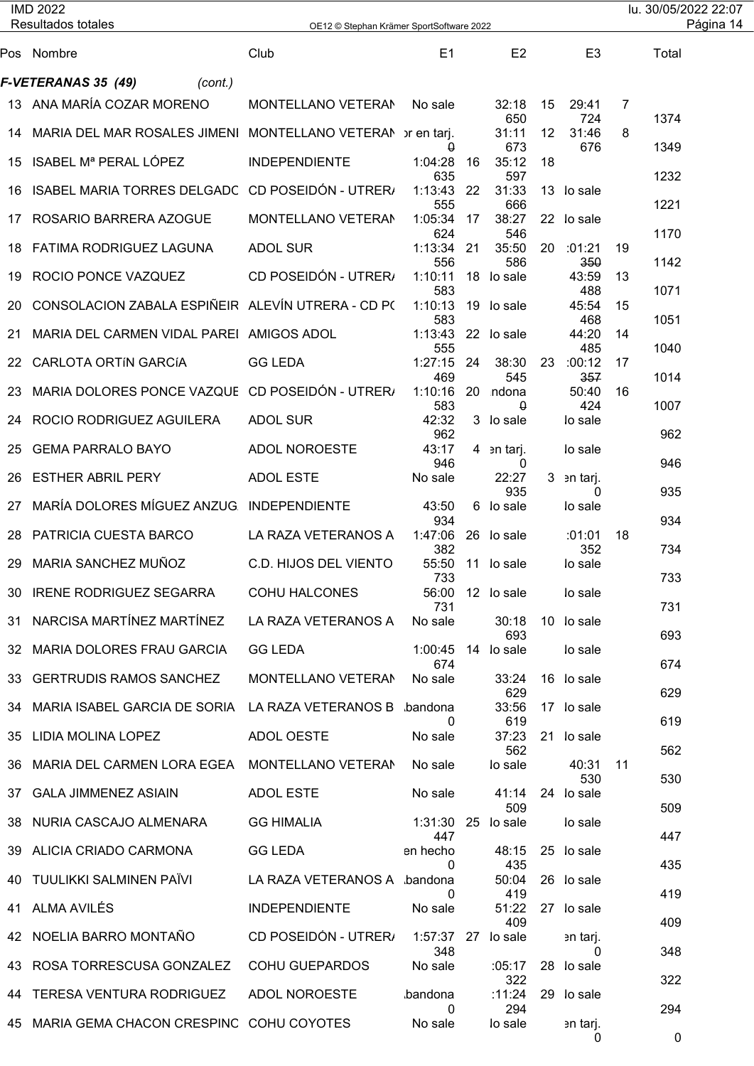## F-VETERANAS 35 (49) *(cont.)*

| Pos | Nombre | Club | E1 | | E2 | | E3 | | Total |
|---|---|---|---|---|---|---|---|---|---|
| 13 | ANA MARÍA COZAR MORENO | MONTELLANO VETERAN | No sale | | 32:18<br>650 | 15 | 29:41<br>724 | 7 | 1374 |
| 14 | MARIA DEL MAR ROSALES JIMENI | MONTELLANO VETERAN | or en tarj.<br>0 | | 31:11<br>673 | 12 | 31:46<br>676 | 8 | 1349 |
| 15 | ISABEL Mª PERAL LÓPEZ | INDEPENDIENTE | 1:04:28<br>635 | 16 | 35:12<br>597 | 18 | | | 1232 |
| 16 | ISABEL MARIA TORRES DELGADO | CD POSEIDÓN - UTRER/ | 1:13:43<br>555 | 22 | 31:33<br>666 | 13 | lo sale | | 1221 |
| 17 | ROSARIO BARRERA AZOGUE | MONTELLANO VETERAN | 1:05:34<br>624 | 17 | 38:27<br>546 | 22 | lo sale | | 1170 |
| 18 | FATIMA RODRIGUEZ LAGUNA | ADOL SUR | 1:13:34<br>556 | 21 | 35:50<br>586 | 20 | :01:21<br>350 | 19 | 1142 |
| 19 | ROCIO PONCE VAZQUEZ | CD POSEIDÓN - UTRER/ | 1:10:11<br>583 | 18 | lo sale | | 43:59<br>488 | 13 | 1071 |
| 20 | CONSOLACION ZABALA ESPIÑEIR | ALEVÍN UTRERA - CD PC | 1:10:13<br>583 | 19 | lo sale | | 45:54<br>468 | 15 | 1051 |
| 21 | MARIA DEL CARMEN VIDAL PAREI | AMIGOS ADOL | 1:13:43<br>555 | 22 | lo sale | | 44:20<br>485 | 14 | 1040 |
| 22 | CARLOTA ORTíN GARCíA | GG LEDA | 1:27:15<br>469 | 24 | 38:30<br>545 | 23 | :00:12<br>357 | 17 | 1014 |
| 23 | MARIA DOLORES PONCE VAZQUE | CD POSEIDÓN - UTRER/ | 1:10:16<br>583 | 20 | ndona<br>0 | | 50:40<br>424 | 16 | 1007 |
| 24 | ROCIO RODRIGUEZ AGUILERA | ADOL SUR | 42:32<br>962 | 3 | lo sale | | lo sale | | 962 |
| 25 | GEMA PARRALO BAYO | ADOL NOROESTE | 43:17<br>946 | 4 | en tarj.<br>0 | | lo sale | | 946 |
| 26 | ESTHER ABRIL PERY | ADOL ESTE | No sale | | 22:27<br>935 | 3 | en tarj.<br>0 | | 935 |
| 27 | MARÍA DOLORES MÍGUEZ ANZUG | INDEPENDIENTE | 43:50<br>934 | 6 | lo sale | | lo sale | | 934 |
| 28 | PATRICIA CUESTA BARCO | LA RAZA VETERANOS A | 1:47:06<br>382 | 26 | lo sale | | :01:01<br>352 | 18 | 734 |
| 29 | MARIA SANCHEZ MUÑOZ | C.D. HIJOS DEL VIENTO | 55:50<br>733 | 11 | lo sale | | lo sale | | 733 |
| 30 | IRENE RODRIGUEZ SEGARRA | COHU HALCONES | 56:00<br>731 | 12 | lo sale | | lo sale | | 731 |
| 31 | NARCISA MARTÍNEZ MARTÍNEZ | LA RAZA VETERANOS A | No sale | | 30:18<br>693 | 10 | lo sale | | 693 |
| 32 | MARIA DOLORES FRAU GARCIA | GG LEDA | 1:00:45<br>674 | 14 | lo sale | | lo sale | | 674 |
| 33 | GERTRUDIS RAMOS SANCHEZ | MONTELLANO VETERAN | No sale | | 33:24<br>629 | 16 | lo sale | | 629 |
| 34 | MARIA ISABEL GARCIA DE SORIA | LA RAZA VETERANOS B | bandona<br>0 | | 33:56<br>619 | 17 | lo sale | | 619 |
| 35 | LIDIA MOLINA LOPEZ | ADOL OESTE | No sale | | 37:23<br>562 | 21 | lo sale | | 562 |
| 36 | MARIA DEL CARMEN LORA EGEA | MONTELLANO VETERAN | No sale | | lo sale | | 40:31<br>530 | 11 | 530 |
| 37 | GALA JIMMENEZ ASIAIN | ADOL ESTE | No sale | | 41:14<br>509 | 24 | lo sale | | 509 |
| 38 | NURIA CASCAJO ALMENARA | GG HIMALIA | 1:31:30<br>447 | 25 | lo sale | | lo sale | | 447 |
| 39 | ALICIA CRIADO CARMONA | GG LEDA | en hecho<br>0 | | 48:15<br>435 | 25 | lo sale | | 435 |
| 40 | TUULIKKI SALMINEN PAÏVI | LA RAZA VETERANOS A | bandona<br>0 | | 50:04<br>419 | 26 | lo sale | | 419 |
| 41 | ALMA AVILÉS | INDEPENDIENTE | No sale | | 51:22<br>409 | 27 | lo sale | | 409 |
| 42 | NOELIA BARRO MONTAÑO | CD POSEIDÓN - UTRER/ | 1:57:37<br>348 | 27 | lo sale | | en tarj.<br>0 | | 348 |
| 43 | ROSA TORRESCUSA GONZALEZ | COHU GUEPARDOS | No sale | | :05:17<br>322 | 28 | lo sale | | 322 |
| 44 | TERESA VENTURA RODRIGUEZ | ADOL NOROESTE | bandona<br>0 | | :11:24<br>294 | 29 | lo sale | | 294 |
| 45 | MARIA GEMA CHACON CRESPINC | COHU COYOTES | No sale | | lo sale | | en tarj.<br>0 | | 0 |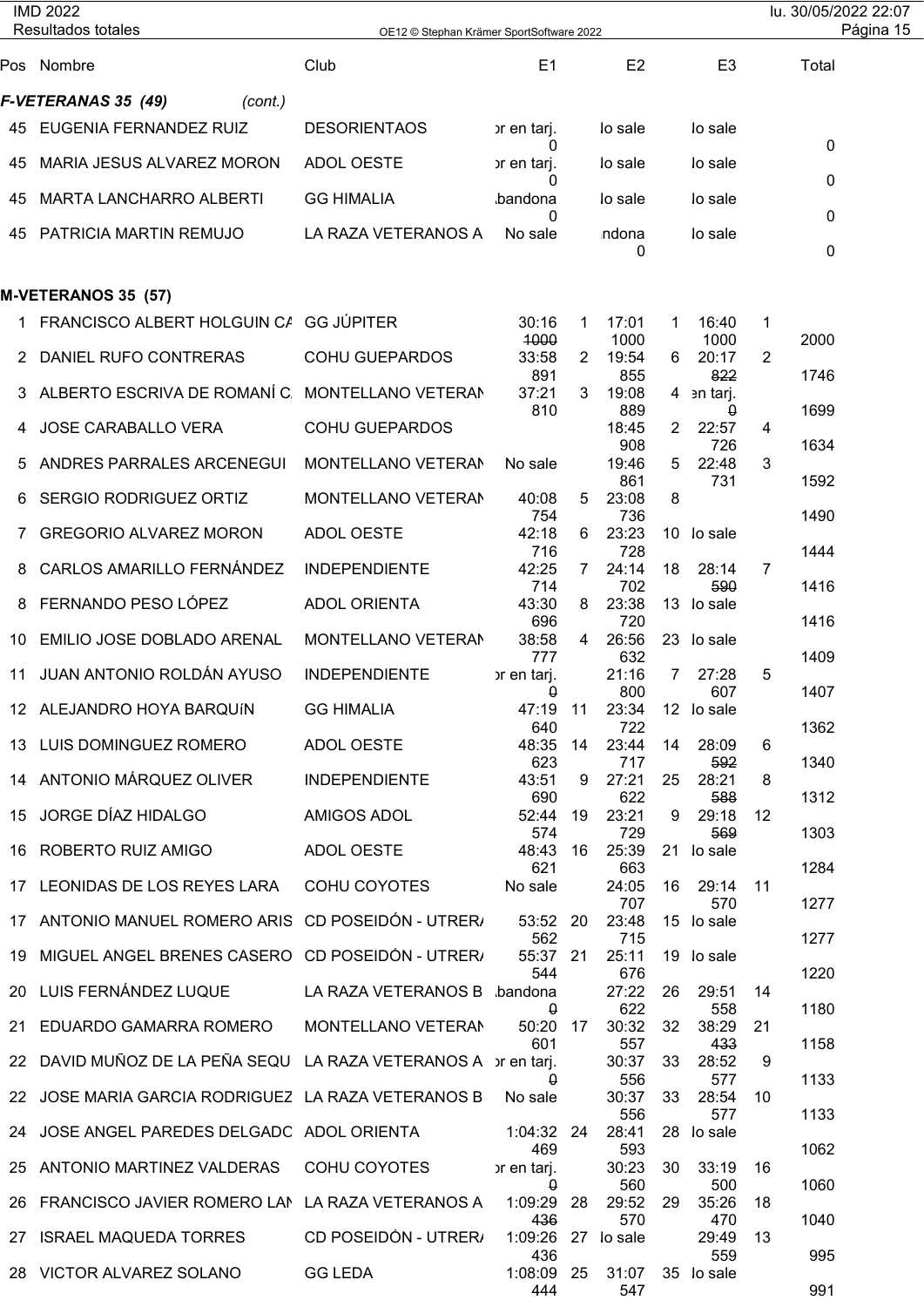| Pos | Nombre | Club | E1 | | E2 | | E3 | | Total |
|---|---|---|---|---|---|---|---|---|---|
| ***F-VETERANAS 35 (49)*** | *(cont.)* | | | | | | | | |
| 45 | EUGENIA FERNANDEZ RUIZ | DESORIENTAOS | ɔr en tarj. 0 | | lo sale | | lo sale | | 0 |
| 45 | MARIA JESUS ALVAREZ MORON | ADOL OESTE | ɔr en tarj. 0 | | lo sale | | lo sale | | 0 |
| 45 | MARTA LANCHARRO ALBERTI | GG HIMALIA | ιbandona 0 | | lo sale | | lo sale | | 0 |
| 45 | PATRICIA MARTIN REMUJO | LA RAZA VETERANOS A | No sale | | ιndona 0 | | lo sale | | 0 |
| **M-VETERANOS 35 (57)** | | | | | | | | | |
| 1 | FRANCISCO ALBERT HOLGUIN CA | GG JÚPITER | 30:16 ~~1000~~ | 1 | 17:01 1000 | 1 | 16:40 1000 | 1 | 2000 |
| 2 | DANIEL RUFO CONTRERAS | COHU GUEPARDOS | 33:58 891 | 2 | 19:54 855 | 6 | 20:17 ~~822~~ | 2 | 1746 |
| 3 | ALBERTO ESCRIVA DE ROMANÍ C. | MONTELLANO VETERAN | 37:21 810 | 3 | 19:08 889 | 4 | ɛn tarj. ~~0~~ | | 1699 |
| 4 | JOSE CARABALLO VERA | COHU GUEPARDOS | | | 18:45 908 | 2 | 22:57 726 | 4 | 1634 |
| 5 | ANDRES PARRALES ARCENEGUI | MONTELLANO VETERAN | No sale | | 19:46 861 | 5 | 22:48 731 | 3 | 1592 |
| 6 | SERGIO RODRIGUEZ ORTIZ | MONTELLANO VETERAN | 40:08 754 | 5 | 23:08 736 | 8 | | | 1490 |
| 7 | GREGORIO ALVAREZ MORON | ADOL OESTE | 42:18 716 | 6 | 23:23 728 | 10 | lo sale | | 1444 |
| 8 | CARLOS AMARILLO FERNÁNDEZ | INDEPENDIENTE | 42:25 714 | 7 | 24:14 702 | 18 | 28:14 ~~590~~ | 7 | 1416 |
| 8 | FERNANDO PESO LÓPEZ | ADOL ORIENTA | 43:30 696 | 8 | 23:38 720 | 13 | lo sale | | 1416 |
| 10 | EMILIO JOSE DOBLADO ARENAL | MONTELLANO VETERAN | 38:58 777 | 4 | 26:56 632 | 23 | lo sale | | 1409 |
| 11 | JUAN ANTONIO ROLDÁN AYUSO | INDEPENDIENTE | ɔr en tarj. ~~0~~ | | 21:16 800 | 7 | 27:28 607 | 5 | 1407 |
| 12 | ALEJANDRO HOYA BARQUíN | GG HIMALIA | 47:19 640 | 11 | 23:34 722 | 12 | lo sale | | 1362 |
| 13 | LUIS DOMINGUEZ ROMERO | ADOL OESTE | 48:35 623 | 14 | 23:44 717 | 14 | 28:09 ~~592~~ | 6 | 1340 |
| 14 | ANTONIO MÁRQUEZ OLIVER | INDEPENDIENTE | 43:51 690 | 9 | 27:21 622 | 25 | 28:21 ~~588~~ | 8 | 1312 |
| 15 | JORGE DÍAZ HIDALGO | AMIGOS ADOL | 52:44 574 | 19 | 23:21 729 | 9 | 29:18 ~~569~~ | 12 | 1303 |
| 16 | ROBERTO RUIZ AMIGO | ADOL OESTE | 48:43 621 | 16 | 25:39 663 | 21 | lo sale | | 1284 |
| 17 | LEONIDAS DE LOS REYES LARA | COHU COYOTES | No sale | | 24:05 707 | 16 | 29:14 570 | 11 | 1277 |
| 17 | ANTONIO MANUEL ROMERO ARIS | CD POSEIDÓN - UTRER/ | 53:52 562 | 20 | 23:48 715 | 15 | lo sale | | 1277 |
| 19 | MIGUEL ANGEL BRENES CASERO | CD POSEIDÓN - UTRER/ | 55:37 544 | 21 | 25:11 676 | 19 | lo sale | | 1220 |
| 20 | LUIS FERNÁNDEZ LUQUE | LA RAZA VETERANOS B | ιbandona ~~0~~ | | 27:22 622 | 26 | 29:51 558 | 14 | 1180 |
| 21 | EDUARDO GAMARRA ROMERO | MONTELLANO VETERAN | 50:20 601 | 17 | 30:32 557 | 32 | 38:29 ~~433~~ | 21 | 1158 |
| 22 | DAVID MUÑOZ DE LA PEÑA SEQU | LA RAZA VETERANOS A | ɔr en tarj. ~~0~~ | | 30:37 556 | 33 | 28:52 577 | 9 | 1133 |
| 22 | JOSE MARIA GARCIA RODRIGUEZ | LA RAZA VETERANOS B | No sale | | 30:37 556 | 33 | 28:54 577 | 10 | 1133 |
| 24 | JOSE ANGEL PAREDES DELGADO | ADOL ORIENTA | 1:04:32 469 | 24 | 28:41 593 | 28 | lo sale | | 1062 |
| 25 | ANTONIO MARTINEZ VALDERAS | COHU COYOTES | ɔr en tarj. ~~0~~ | | 30:23 560 | 30 | 33:19 500 | 16 | 1060 |
| 26 | FRANCISCO JAVIER ROMERO LAN | LA RAZA VETERANOS A | 1:09:29 ~~436~~ | 28 | 29:52 570 | 29 | 35:26 470 | 18 | 1040 |
| 27 | ISRAEL MAQUEDA TORRES | CD POSEIDÓN - UTRER/ | 1:09:26 436 | 27 | lo sale | | 29:49 559 | 13 | 995 |
| 28 | VICTOR ALVAREZ SOLANO | GG LEDA | 1:08:09 444 | 25 | 31:07 547 | 35 | lo sale | | 991 |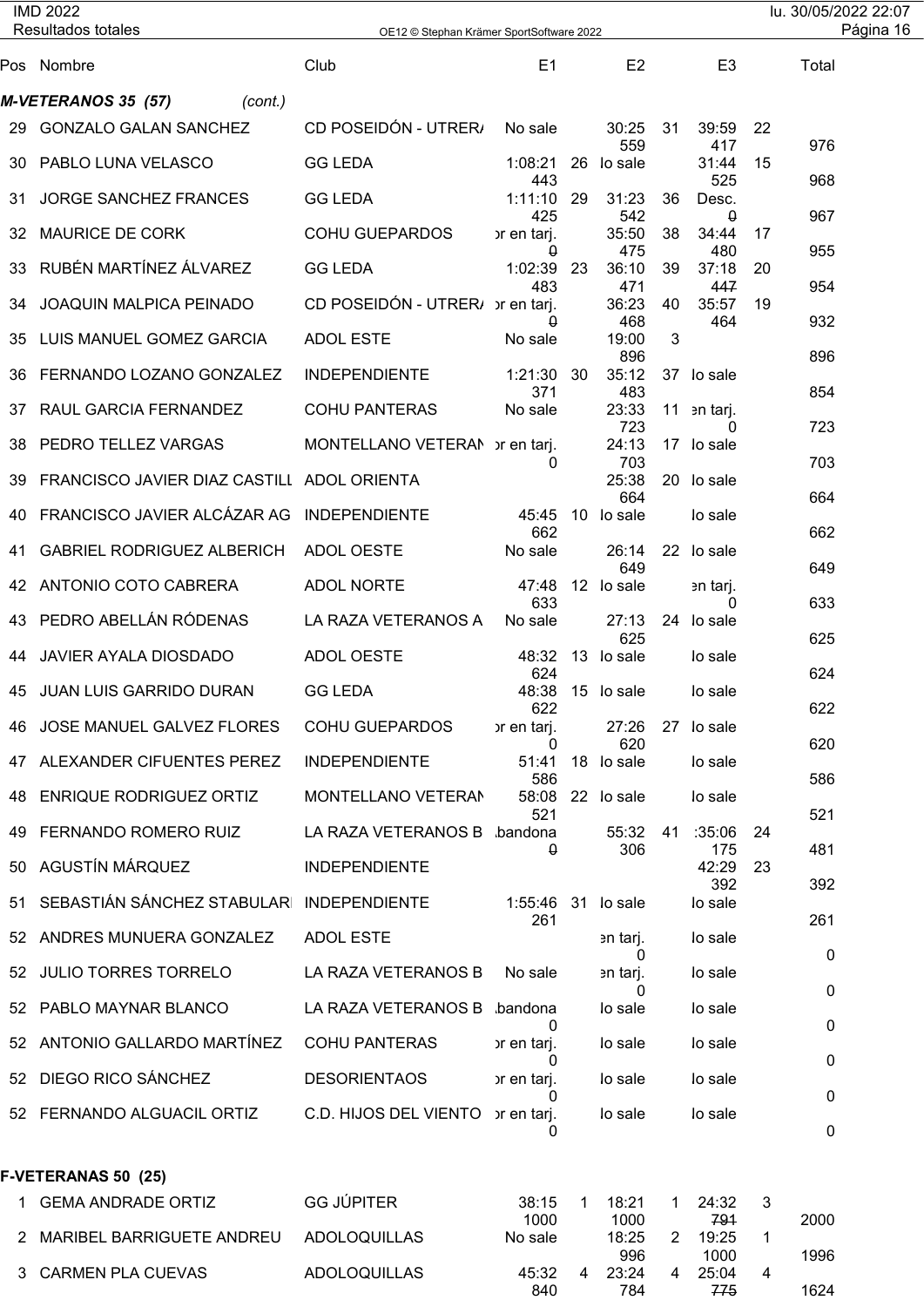| Pos | Nombre | Club | E1 | | E2 | | E3 | | Total |
|---|---|---|---|---|---|---|---|---|---|
| ***M-VETERANOS 35 (57)*** *(cont.)* | | | | | | | | | |
| 29 | GONZALO GALAN SANCHEZ | CD POSEIDÓN - UTRER/ | No sale | | 30:25 559 | 31 | 39:59 417 | 22 | 976 |
| 30 | PABLO LUNA VELASCO | GG LEDA | 1:08:21 443 | 26 | lo sale | | 31:44 525 | 15 | 968 |
| 31 | JORGE SANCHEZ FRANCES | GG LEDA | 1:11:10 425 | 29 | 31:23 542 | 36 | Desc. ~~0~~ | | 967 |
| 32 | MAURICE DE CORK | COHU GUEPARDOS | ɔr en tarj. ~~0~~ | | 35:50 475 | 38 | 34:44 480 | 17 | 955 |
| 33 | RUBÉN MARTÍNEZ ÁLVAREZ | GG LEDA | 1:02:39 483 | 23 | 36:10 471 | 39 | 37:18 ~~447~~ | 20 | 954 |
| 34 | JOAQUIN MALPICA PEINADO | CD POSEIDÓN - UTRER/ | ɔr en tarj. ~~0~~ | | 36:23 468 | 40 | 35:57 464 | 19 | 932 |
| 35 | LUIS MANUEL GOMEZ GARCIA | ADOL ESTE | No sale | | 19:00 896 | 3 | | | 896 |
| 36 | FERNANDO LOZANO GONZALEZ | INDEPENDIENTE | 1:21:30 371 | 30 | 35:12 483 | 37 | lo sale | | 854 |
| 37 | RAUL GARCIA FERNANDEZ | COHU PANTERAS | No sale | | 23:33 723 | 11 | ɜn tarj. 0 | | 723 |
| 38 | PEDRO TELLEZ VARGAS | MONTELLANO VETERAN | ɔr en tarj. 0 | | 24:13 703 | 17 | lo sale | | 703 |
| 39 | FRANCISCO JAVIER DIAZ CASTILL | ADOL ORIENTA | | | 25:38 664 | 20 | lo sale | | 664 |
| 40 | FRANCISCO JAVIER ALCÁZAR AG | INDEPENDIENTE | 45:45 662 | 10 | lo sale | | lo sale | | 662 |
| 41 | GABRIEL RODRIGUEZ ALBERICH | ADOL OESTE | No sale | | 26:14 649 | 22 | lo sale | | 649 |
| 42 | ANTONIO COTO CABRERA | ADOL NORTE | 47:48 633 | 12 | lo sale | | ɜn tarj. 0 | | 633 |
| 43 | PEDRO ABELLÁN RÓDENAS | LA RAZA VETERANOS A | No sale | | 27:13 625 | 24 | lo sale | | 625 |
| 44 | JAVIER AYALA DIOSDADO | ADOL OESTE | 48:32 624 | 13 | lo sale | | lo sale | | 624 |
| 45 | JUAN LUIS GARRIDO DURAN | GG LEDA | 48:38 622 | 15 | lo sale | | lo sale | | 622 |
| 46 | JOSE MANUEL GALVEZ FLORES | COHU GUEPARDOS | ɔr en tarj. 0 | | 27:26 620 | 27 | lo sale | | 620 |
| 47 | ALEXANDER CIFUENTES PEREZ | INDEPENDIENTE | 51:41 586 | 18 | lo sale | | lo sale | | 586 |
| 48 | ENRIQUE RODRIGUEZ ORTIZ | MONTELLANO VETERAN | 58:08 521 | 22 | lo sale | | lo sale | | 521 |
| 49 | FERNANDO ROMERO RUIZ | LA RAZA VETERANOS B | ɩbandona ~~0~~ | | 55:32 306 | 41 | :35:06 175 | 24 | 481 |
| 50 | AGUSTÍN MÁRQUEZ | INDEPENDIENTE | | | | | 42:29 392 | 23 | 392 |
| 51 | SEBASTIÁN SÁNCHEZ STABULARI | INDEPENDIENTE | 1:55:46 261 | 31 | lo sale | | lo sale | | 261 |
| 52 | ANDRES MUNUERA GONZALEZ | ADOL ESTE | | | ɜn tarj. 0 | | lo sale | | 0 |
| 52 | JULIO TORRES TORRELO | LA RAZA VETERANOS B | No sale | | ɜn tarj. 0 | | lo sale | | 0 |
| 52 | PABLO MAYNAR BLANCO | LA RAZA VETERANOS B | ɩbandona 0 | | lo sale | | lo sale | | 0 |
| 52 | ANTONIO GALLARDO MARTÍNEZ | COHU PANTERAS | ɔr en tarj. 0 | | lo sale | | lo sale | | 0 |
| 52 | DIEGO RICO SÁNCHEZ | DESORIENTAOS | ɔr en tarj. 0 | | lo sale | | lo sale | | 0 |
| 52 | FERNANDO ALGUACIL ORTIZ | C.D. HIJOS DEL VIENTO | ɔr en tarj. 0 | | lo sale | | lo sale | | 0 |
| **F-VETERANAS 50 (25)** | | | | | | | | | |
| 1 | GEMA ANDRADE ORTIZ | GG JÚPITER | 38:15 1000 | 1 | 18:21 1000 | 1 | 24:32 ~~791~~ | 3 | 2000 |
| 2 | MARIBEL BARRIGUETE ANDREU | ADOLOQUILLAS | No sale | | 18:25 996 | 2 | 19:25 1000 | 1 | 1996 |
| 3 | CARMEN PLA CUEVAS | ADOLOQUILLAS | 45:32 840 | 4 | 23:24 784 | 4 | 25:04 ~~775~~ | 4 | 1624 |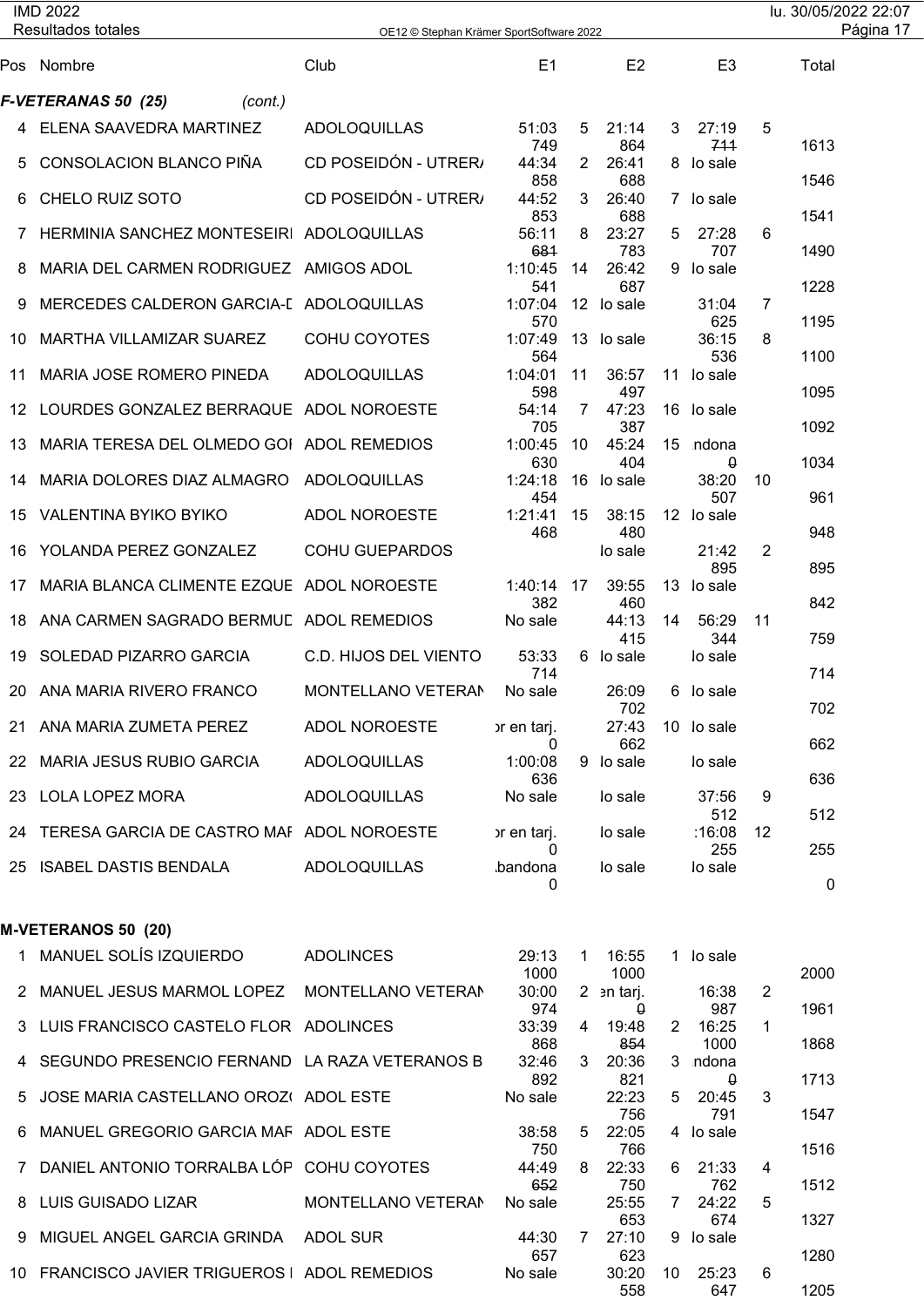IMD 2022
Resultados totales

| Pos | Nombre | Club | E1 | | E2 | | E3 | | Total |
|---|---|---|---|---|---|---|---|---|---|

### F-VETERANAS 50 (25) *(cont.)*

| Pos | Nombre | Club | E1 | | E2 | | E3 | | Total |
|---|---|---|---|---|---|---|---|---|---|
| 4 | ELENA SAAVEDRA MARTINEZ | ADOLOQUILLAS | 51:03 749 | 5 | 21:14 864 | 3 | 27:19 ~~711~~ | 5 | 1613 |
| 5 | CONSOLACION BLANCO PIÑA | CD POSEIDÓN - UTRER/ | 44:34 858 | 2 | 26:41 688 | 8 | lo sale | | 1546 |
| 6 | CHELO RUIZ SOTO | CD POSEIDÓN - UTRER/ | 44:52 853 | 3 | 26:40 688 | 7 | lo sale | | 1541 |
| 7 | HERMINIA SANCHEZ MONTESEIRI | ADOLOQUILLAS | 56:11 ~~681~~ | 8 | 23:27 783 | 5 | 27:28 707 | 6 | 1490 |
| 8 | MARIA DEL CARMEN RODRIGUEZ | AMIGOS ADOL | 1:10:45 541 | 14 | 26:42 687 | 9 | lo sale | | 1228 |
| 9 | MERCEDES CALDERON GARCIA-L | ADOLOQUILLAS | 1:07:04 570 | 12 | lo sale | | 31:04 625 | 7 | 1195 |
| 10 | MARTHA VILLAMIZAR SUAREZ | COHU COYOTES | 1:07:49 564 | 13 | lo sale | | 36:15 536 | 8 | 1100 |
| 11 | MARIA JOSE ROMERO PINEDA | ADOLOQUILLAS | 1:04:01 598 | 11 | 36:57 497 | 11 | lo sale | | 1095 |
| 12 | LOURDES GONZALEZ BERRAQUE | ADOL NOROESTE | 54:14 705 | 7 | 47:23 387 | 16 | lo sale | | 1092 |
| 13 | MARIA TERESA DEL OLMEDO GOI | ADOL REMEDIOS | 1:00:45 630 | 10 | 45:24 404 | 15 | ındona ~~0~~ | | 1034 |
| 14 | MARIA DOLORES DIAZ ALMAGRO | ADOLOQUILLAS | 1:24:18 454 | 16 | lo sale | | 38:20 507 | 10 | 961 |
| 15 | VALENTINA BYIKO BYIKO | ADOL NOROESTE | 1:21:41 468 | 15 | 38:15 480 | 12 | lo sale | | 948 |
| 16 | YOLANDA PEREZ GONZALEZ | COHU GUEPARDOS | | | lo sale | | 21:42 895 | 2 | 895 |
| 17 | MARIA BLANCA CLIMENTE EZQUE | ADOL NOROESTE | 1:40:14 382 | 17 | 39:55 460 | 13 | lo sale | | 842 |
| 18 | ANA CARMEN SAGRADO BERMUL | ADOL REMEDIOS | No sale | | 44:13 415 | 14 | 56:29 344 | 11 | 759 |
| 19 | SOLEDAD PIZARRO GARCIA | C.D. HIJOS DEL VIENTO | 53:33 714 | 6 | lo sale | | lo sale | | 714 |
| 20 | ANA MARIA RIVERO FRANCO | MONTELLANO VETERAN | No sale | | 26:09 702 | 6 | lo sale | | 702 |
| 21 | ANA MARIA ZUMETA PEREZ | ADOL NOROESTE | ɔr en tarj. 0 | | 27:43 662 | 10 | lo sale | | 662 |
| 22 | MARIA JESUS RUBIO GARCIA | ADOLOQUILLAS | 1:00:08 636 | 9 | lo sale | | lo sale | | 636 |
| 23 | LOLA LOPEZ MORA | ADOLOQUILLAS | No sale | | lo sale | | 37:56 512 | 9 | 512 |
| 24 | TERESA GARCIA DE CASTRO MAI | ADOL NOROESTE | ɔr en tarj. 0 | | lo sale | | :16:08 255 | 12 | 255 |
| 25 | ISABEL DASTIS BENDALA | ADOLOQUILLAS | ıbandona 0 | | lo sale | | lo sale | | 0 |

### M-VETERANOS 50 (20)

| Pos | Nombre | Club | E1 | | E2 | | E3 | | Total |
|---|---|---|---|---|---|---|---|---|---|
| 1 | MANUEL SOLÍS IZQUIERDO | ADOLINCES | 29:13 1000 | 1 | 16:55 1000 | 1 | lo sale | | 2000 |
| 2 | MANUEL JESUS MARMOL LOPEZ | MONTELLANO VETERAN | 30:00 974 | 2 | ɛn tarj. ~~0~~ | | 16:38 987 | 2 | 1961 |
| 3 | LUIS FRANCISCO CASTELO FLOR | ADOLINCES | 33:39 868 | 4 | 19:48 ~~854~~ | 2 | 16:25 1000 | 1 | 1868 |
| 4 | SEGUNDO PRESENCIO FERNAND | LA RAZA VETERANOS B | 32:46 892 | 3 | 20:36 821 | 3 | ındona ~~0~~ | | 1713 |
| 5 | JOSE MARIA CASTELLANO OROZ( | ADOL ESTE | No sale | | 22:23 756 | 5 | 20:45 791 | 3 | 1547 |
| 6 | MANUEL GREGORIO GARCIA MAF | ADOL ESTE | 38:58 750 | 5 | 22:05 766 | 4 | lo sale | | 1516 |
| 7 | DANIEL ANTONIO TORRALBA LÓP | COHU COYOTES | 44:49 ~~652~~ | 8 | 22:33 750 | 6 | 21:33 762 | 4 | 1512 |
| 8 | LUIS GUISADO LIZAR | MONTELLANO VETERAN | No sale | | 25:55 653 | 7 | 24:22 674 | 5 | 1327 |
| 9 | MIGUEL ANGEL GARCIA GRINDA | ADOL SUR | 44:30 657 | 7 | 27:10 623 | 9 | lo sale | | 1280 |
| 10 | FRANCISCO JAVIER TRIGUEROS I | ADOL REMEDIOS | No sale | | 30:20 558 | 10 | 25:23 647 | 6 | 1205 |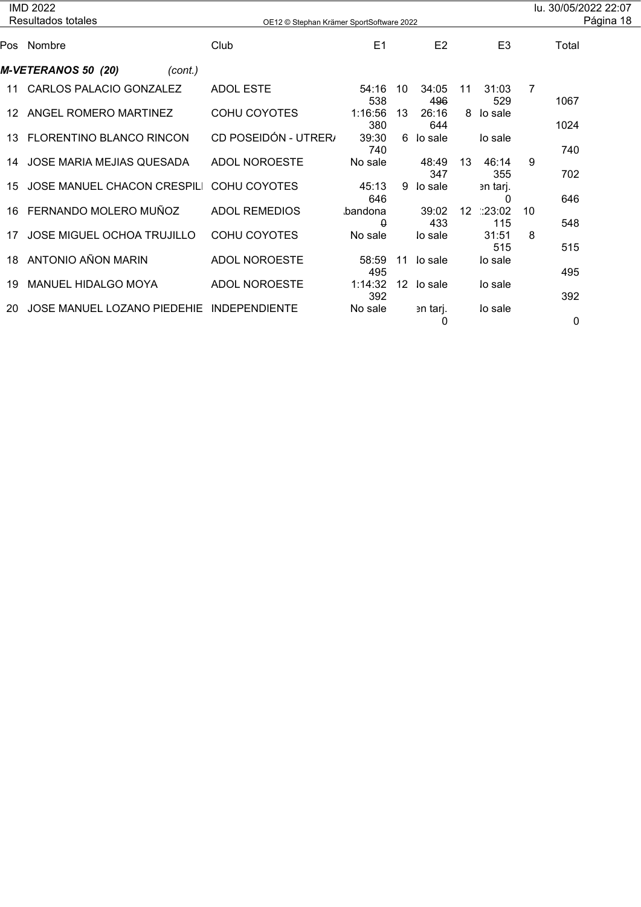| Pos | Nombre | Club | E1 | | E2 | | E3 | | Total |
|---|---|---|---|---|---|---|---|---|---|
| ***M-VETERANOS 50 (20)*** *(cont.)* | | | | | | | | | |
| 11 | CARLOS PALACIO GONZALEZ | ADOL ESTE | 54:16<br>538 | 10 | 34:05<br>~~496~~ | 11 | 31:03<br>529 | 7 | 1067 |
| 12 | ANGEL ROMERO MARTINEZ | COHU COYOTES | 1:16:56<br>380 | 13 | 26:16<br>644 | 8 | lo sale | | 1024 |
| 13 | FLORENTINO BLANCO RINCON | CD POSEIDÓN - UTRER/ | 39:30<br>740 | 6 | lo sale | | lo sale | | 740 |
| 14 | JOSE MARIA MEJIAS QUESADA | ADOL NOROESTE | No sale | | 48:49<br>347 | 13 | 46:14<br>355 | 9 | 702 |
| 15 | JOSE MANUEL CHACON CRESPILI | COHU COYOTES | 45:13<br>646 | 9 | lo sale | | ∍n tarj.<br>0 | | 646 |
| 16 | FERNANDO MOLERO MUÑOZ | ADOL REMEDIOS | ˌbandona<br>~~0~~ | | 39:02<br>433 | 12 | :23:02<br>115 | 10 | 548 |
| 17 | JOSE MIGUEL OCHOA TRUJILLO | COHU COYOTES | No sale | | lo sale | | 31:51<br>515 | 8 | 515 |
| 18 | ANTONIO AÑON MARIN | ADOL NOROESTE | 58:59<br>495 | 11 | lo sale | | lo sale | | 495 |
| 19 | MANUEL HIDALGO MOYA | ADOL NOROESTE | 1:14:32<br>392 | 12 | lo sale | | lo sale | | 392 |
| 20 | JOSE MANUEL LOZANO PIEDEHIE | INDEPENDIENTE | No sale | | ∍n tarj.<br>0 | | lo sale | | 0 |